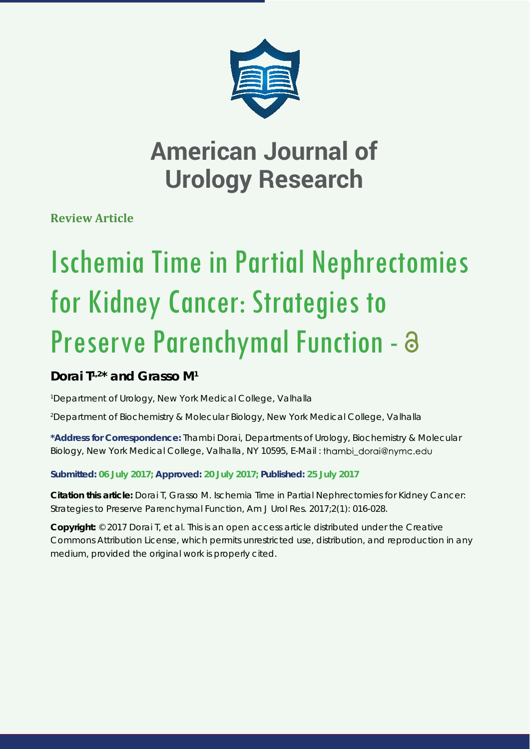# American Journal of Urology Research

**Review Article**

# Ischemia Time in Partial Nephrectomies for Kidney Cancer: Strategies to Preserve Parenchymal Function

**Dorai T[1,2]* and Grasso M[1]**

[1]Department of Urology, New York Medical College, Valhalla

[2]Department of Biochemistry & Molecular Biology, New York Medical College, Valhalla

**\*Address for Correspondence:** Thambi Dorai, Departments of Urology, Biochemistry & Molecular Biology, New York Medical College, Valhalla, NY 10595, E-Mail : thambi_dorai@nymc.edu

**Submitted: 06 July 2017; Approved: 20 July 2017; Published: 25 July 2017**

**Citation this article:** Dorai T, Grasso M. Ischemia Time in Partial Nephrectomies for Kidney Cancer: Strategies to Preserve Parenchymal Function, Am J Urol Res. 2017;2(1): 016-028.

**Copyright:** © 2017 Dorai T, et al. This is an open access article distributed under the Creative Commons Attribution License, which permits unrestricted use, distribution, and reproduction in any medium, provided the original work is properly cited.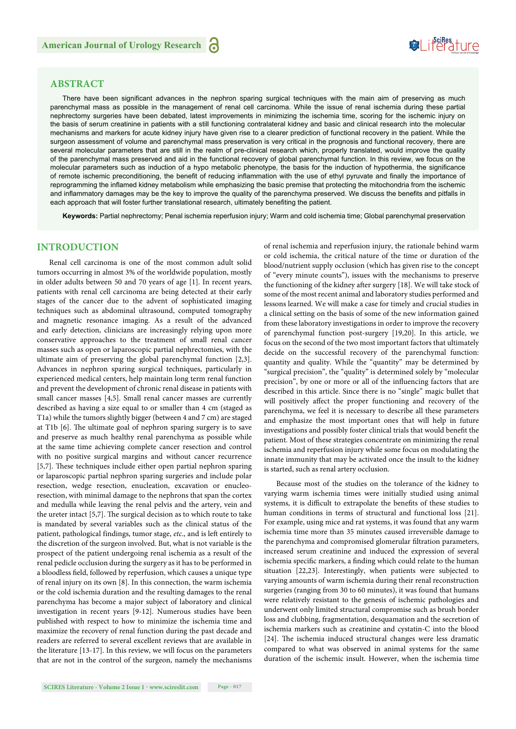## ABSTRACT

There have been significant advances in the nephron sparing surgical techniques with the main aim of preserving as much parenchymal mass as possible in the management of renal cell carcinoma. While the issue of renal ischemia during these partial nephrectomy surgeries have been debated, latest improvements in minimizing the ischemia time, scoring for the ischemic injury on the basis of serum creatinine in patients with a still functioning contralateral kidney and basic and clinical research into the molecular mechanisms and markers for acute kidney injury have given rise to a clearer prediction of functional recovery in the patient. While the surgeon assessment of volume and parenchymal mass preservation is very critical in the prognosis and functional recovery, there are several molecular parameters that are still in the realm of pre-clinical research which, properly translated, would improve the quality of the parenchymal mass preserved and aid in the functional recovery of global parenchymal function. In this review, we focus on the molecular parameters such as induction of a hypo metabolic phenotype, the basis for the induction of hypothermia, the significance of remote ischemic preconditioning, the benefit of reducing inflammation with the use of ethyl pyruvate and finally the importance of reprogramming the inflamed kidney metabolism while emphasizing the basic premise that protecting the mitochondria from the ischemic and inflammatory damages may be the key to improve the quality of the parenchyma preserved. We discuss the benefits and pitfalls in each approach that will foster further translational research, ultimately benefiting the patient.

**Keywords:** Partial nephrectomy; Penal ischemia reperfusion injury; Warm and cold ischemia time; Global parenchymal preservation

## INTRODUCTION

Renal cell carcinoma is one of the most common adult solid tumors occurring in almost 3% of the worldwide population, mostly in older adults between 50 and 70 years of age [1]. In recent years, patients with renal cell carcinoma are being detected at their early stages of the cancer due to the advent of sophisticated imaging techniques such as abdominal ultrasound, computed tomography and magnetic resonance imaging. As a result of the advanced and early detection, clinicians are increasingly relying upon more conservative approaches to the treatment of small renal cancer masses such as open or laparoscopic partial nephrectomies, with the ultimate aim of preserving the global parenchymal function [2,3]. Advances in nephron sparing surgical techniques, particularly in experienced medical centers, help maintain long term renal function and prevent the development of chronic renal disease in patients with small cancer masses [4,5]. Small renal cancer masses are currently described as having a size equal to or smaller than 4 cm (staged as T1a) while the tumors slightly bigger (between 4 and 7 cm) are staged at T1b [6]. The ultimate goal of nephron sparing surgery is to save and preserve as much healthy renal parenchyma as possible while at the same time achieving complete cancer resection and control with no positive surgical margins and without cancer recurrence [5,7]. These techniques include either open partial nephron sparing or laparoscopic partial nephron sparing surgeries and include polar resection, wedge resection, enucleation, excavation or enucleo-resection, with minimal damage to the nephrons that span the cortex and medulla while leaving the renal pelvis and the artery, vein and the ureter intact [5,7]. The surgical decision as to which route to take is mandated by several variables such as the clinical status of the patient, pathological findings, tumor stage, *etc*., and is left entirely to the discretion of the surgeon involved. But, what is not variable is the prospect of the patient undergoing renal ischemia as a result of the renal pedicle occlusion during the surgery as it has to be performed in a bloodless field, followed by reperfusion, which causes a unique type of renal injury on its own [8]. In this connection, the warm ischemia or the cold ischemia duration and the resulting damages to the renal parenchyma has become a major subject of laboratory and clinical investigation in recent years [9-12]. Numerous studies have been published with respect to how to minimize the ischemia time and maximize the recovery of renal function during the past decade and readers are referred to several excellent reviews that are available in the literature [13-17]. In this review, we will focus on the parameters that are not in the control of the surgeon, namely the mechanisms of renal ischemia and reperfusion injury, the rationale behind warm or cold ischemia, the critical nature of the time or duration of the blood/nutrient supply occlusion (which has given rise to the concept of "every minute counts"), issues with the mechanisms to preserve the functioning of the kidney after surgery [18]. We will take stock of some of the most recent animal and laboratory studies performed and lessons learned. We will make a case for timely and crucial studies in a clinical setting on the basis of some of the new information gained from these laboratory investigations in order to improve the recovery of parenchymal function post-surgery [19,20]. In this article, we focus on the second of the two most important factors that ultimately decide on the successful recovery of the parenchymal function: quantity and quality. While the "quantity" may be determined by "surgical precision", the "quality" is determined solely by "molecular precision", by one or more or all of the influencing factors that are described in this article. Since there is no "single" magic bullet that will positively affect the proper functioning and recovery of the parenchyma, we feel it is necessary to describe all these parameters and emphasize the most important ones that will help in future investigations and possibly foster clinical trials that would benefit the patient. Most of these strategies concentrate on minimizing the renal ischemia and reperfusion injury while some focus on modulating the innate immunity that may be activated once the insult to the kidney is started, such as renal artery occlusion.

Because most of the studies on the tolerance of the kidney to varying warm ischemia times were initially studied using animal systems, it is difficult to extrapolate the benefits of these studies to human conditions in terms of structural and functional loss [21]. For example, using mice and rat systems, it was found that any warm ischemia time more than 35 minutes caused irreversible damage to the parenchyma and compromised glomerular filtration parameters, increased serum creatinine and induced the expression of several ischemia specific markers, a finding which could relate to the human situation [22,23]. Interestingly, when patients were subjected to varying amounts of warm ischemia during their renal reconstruction surgeries (ranging from 30 to 60 minutes), it was found that humans were relatively resistant to the genesis of ischemic pathologies and underwent only limited structural compromise such as brush border loss and clubbing, fragmentation, desquamation and the secretion of ischemia markers such as creatinine and cystatin-C into the blood [24]. The ischemia induced structural changes were less dramatic compared to what was observed in animal systems for the same duration of the ischemic insult. However, when the ischemia time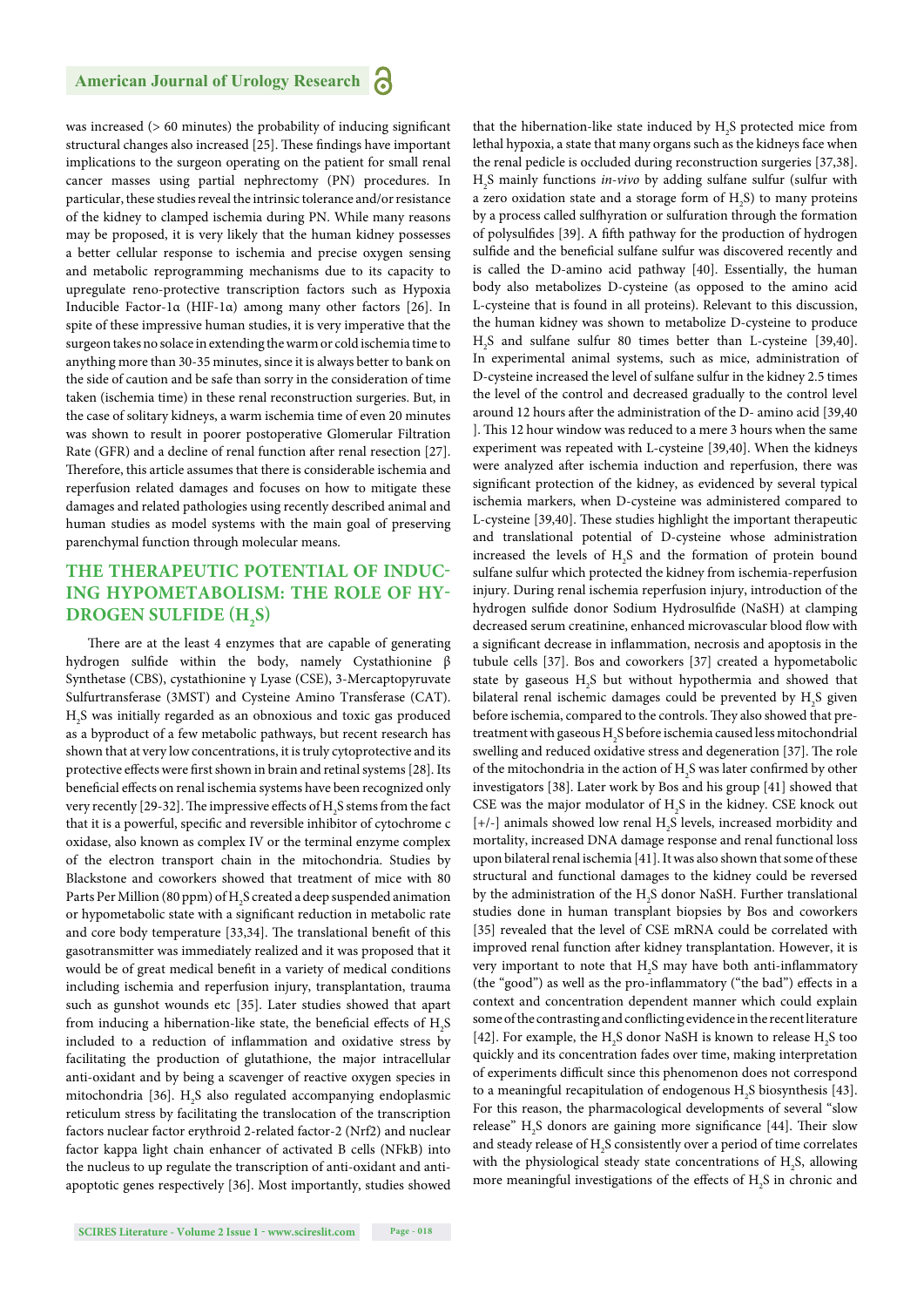was increased (> 60 minutes) the probability of inducing significant structural changes also increased [25]. These findings have important implications to the surgeon operating on the patient for small renal cancer masses using partial nephrectomy (PN) procedures. In particular, these studies reveal the intrinsic tolerance and/or resistance of the kidney to clamped ischemia during PN. While many reasons may be proposed, it is very likely that the human kidney possesses a better cellular response to ischemia and precise oxygen sensing and metabolic reprogramming mechanisms due to its capacity to upregulate reno-protective transcription factors such as Hypoxia Inducible Factor-1α (HIF-1α) among many other factors [26]. In spite of these impressive human studies, it is very imperative that the surgeon takes no solace in extending the warm or cold ischemia time to anything more than 30-35 minutes, since it is always better to bank on the side of caution and be safe than sorry in the consideration of time taken (ischemia time) in these renal reconstruction surgeries. But, in the case of solitary kidneys, a warm ischemia time of even 20 minutes was shown to result in poorer postoperative Glomerular Filtration Rate (GFR) and a decline of renal function after renal resection [27]. Therefore, this article assumes that there is considerable ischemia and reperfusion related damages and focuses on how to mitigate these damages and related pathologies using recently described animal and human studies as model systems with the main goal of preserving parenchymal function through molecular means.

## THE THERAPEUTIC POTENTIAL OF INDUCING HYPOMETABOLISM: THE ROLE OF HYDROGEN SULFIDE ($H_2S$)

There are at the least 4 enzymes that are capable of generating hydrogen sulfide within the body, namely Cystathionine β Synthetase (CBS), cystathionine γ Lyase (CSE), 3-Mercaptopyruvate Sulfurtransferase (3MST) and Cysteine Amino Transferase (CAT). $H_2S$ was initially regarded as an obnoxious and toxic gas produced as a byproduct of a few metabolic pathways, but recent research has shown that at very low concentrations, it is truly cytoprotective and its protective effects were first shown in brain and retinal systems [28]. Its beneficial effects on renal ischemia systems have been recognized only very recently [29-32]. The impressive effects of $H_2S$ stems from the fact that it is a powerful, specific and reversible inhibitor of cytochrome c oxidase, also known as complex IV or the terminal enzyme complex of the electron transport chain in the mitochondria. Studies by Blackstone and coworkers showed that treatment of mice with 80 Parts Per Million (80 ppm) of $H_2S$ created a deep suspended animation or hypometabolic state with a significant reduction in metabolic rate and core body temperature [33,34]. The translational benefit of this gasotransmitter was immediately realized and it was proposed that it would be of great medical benefit in a variety of medical conditions including ischemia and reperfusion injury, transplantation, trauma such as gunshot wounds etc [35]. Later studies showed that apart from inducing a hibernation-like state, the beneficial effects of $H_2S$ included to a reduction of inflammation and oxidative stress by facilitating the production of glutathione, the major intracellular anti-oxidant and by being a scavenger of reactive oxygen species in mitochondria [36]. $H_2S$ also regulated accompanying endoplasmic reticulum stress by facilitating the translocation of the transcription factors nuclear factor erythroid 2-related factor-2 (Nrf2) and nuclear factor kappa light chain enhancer of activated B cells (NFkB) into the nucleus to up regulate the transcription of anti-oxidant and anti-apoptotic genes respectively [36]. Most importantly, studies showed that the hibernation-like state induced by $H_2S$ protected mice from lethal hypoxia, a state that many organs such as the kidneys face when the renal pedicle is occluded during reconstruction surgeries [37,38]. $H_2S$ mainly functions *in-vivo* by adding sulfane sulfur (sulfur with a zero oxidation state and a storage form of $H_2S$) to many proteins by a process called sulfhyration or sulfuration through the formation of polysulfides [39]. A fifth pathway for the production of hydrogen sulfide and the beneficial sulfane sulfur was discovered recently and is called the D-amino acid pathway [40]. Essentially, the human body also metabolizes D-cysteine (as opposed to the amino acid L-cysteine that is found in all proteins). Relevant to this discussion, the human kidney was shown to metabolize D-cysteine to produce $H_2S$ and sulfane sulfur 80 times better than L-cysteine [39,40]. In experimental animal systems, such as mice, administration of D-cysteine increased the level of sulfane sulfur in the kidney 2.5 times the level of the control and decreased gradually to the control level around 12 hours after the administration of the D- amino acid [39,40 ]. This 12 hour window was reduced to a mere 3 hours when the same experiment was repeated with L-cysteine [39,40]. When the kidneys were analyzed after ischemia induction and reperfusion, there was significant protection of the kidney, as evidenced by several typical ischemia markers, when D-cysteine was administered compared to L-cysteine [39,40]. These studies highlight the important therapeutic and translational potential of D-cysteine whose administration increased the levels of $H_2S$ and the formation of protein bound sulfane sulfur which protected the kidney from ischemia-reperfusion injury. During renal ischemia reperfusion injury, introduction of the hydrogen sulfide donor Sodium Hydrosulfide (NaSH) at clamping decreased serum creatinine, enhanced microvascular blood flow with a significant decrease in inflammation, necrosis and apoptosis in the tubule cells [37]. Bos and coworkers [37] created a hypometabolic state by gaseous $H_2S$ but without hypothermia and showed that bilateral renal ischemic damages could be prevented by $H_2S$ given before ischemia, compared to the controls. They also showed that pre-treatment with gaseous $H_2S$ before ischemia caused less mitochondrial swelling and reduced oxidative stress and degeneration [37]. The role of the mitochondria in the action of $H_2S$ was later confirmed by other investigators [38]. Later work by Bos and his group [41] showed that CSE was the major modulator of $H_2S$ in the kidney. CSE knock out [+/-] animals showed low renal $H_2S$ levels, increased morbidity and mortality, increased DNA damage response and renal functional loss upon bilateral renal ischemia [41]. It was also shown that some of these structural and functional damages to the kidney could be reversed by the administration of the $H_2S$ donor NaSH. Further translational studies done in human transplant biopsies by Bos and coworkers [35] revealed that the level of CSE mRNA could be correlated with improved renal function after kidney transplantation. However, it is very important to note that $H_2S$ may have both anti-inflammatory (the "good") as well as the pro-inflammatory ("the bad") effects in a context and concentration dependent manner which could explain some of the contrasting and conflicting evidence in the recent literature [42]. For example, the $H_2S$ donor NaSH is known to release $H_2S$ too quickly and its concentration fades over time, making interpretation of experiments difficult since this phenomenon does not correspond to a meaningful recapitulation of endogenous $H_2S$ biosynthesis [43]. For this reason, the pharmacological developments of several "slow release" $H_2S$ donors are gaining more significance [44]. Their slow and steady release of $H_2S$ consistently over a period of time correlates with the physiological steady state concentrations of $H_2S$, allowing more meaningful investigations of the effects of $H_2S$ in chronic and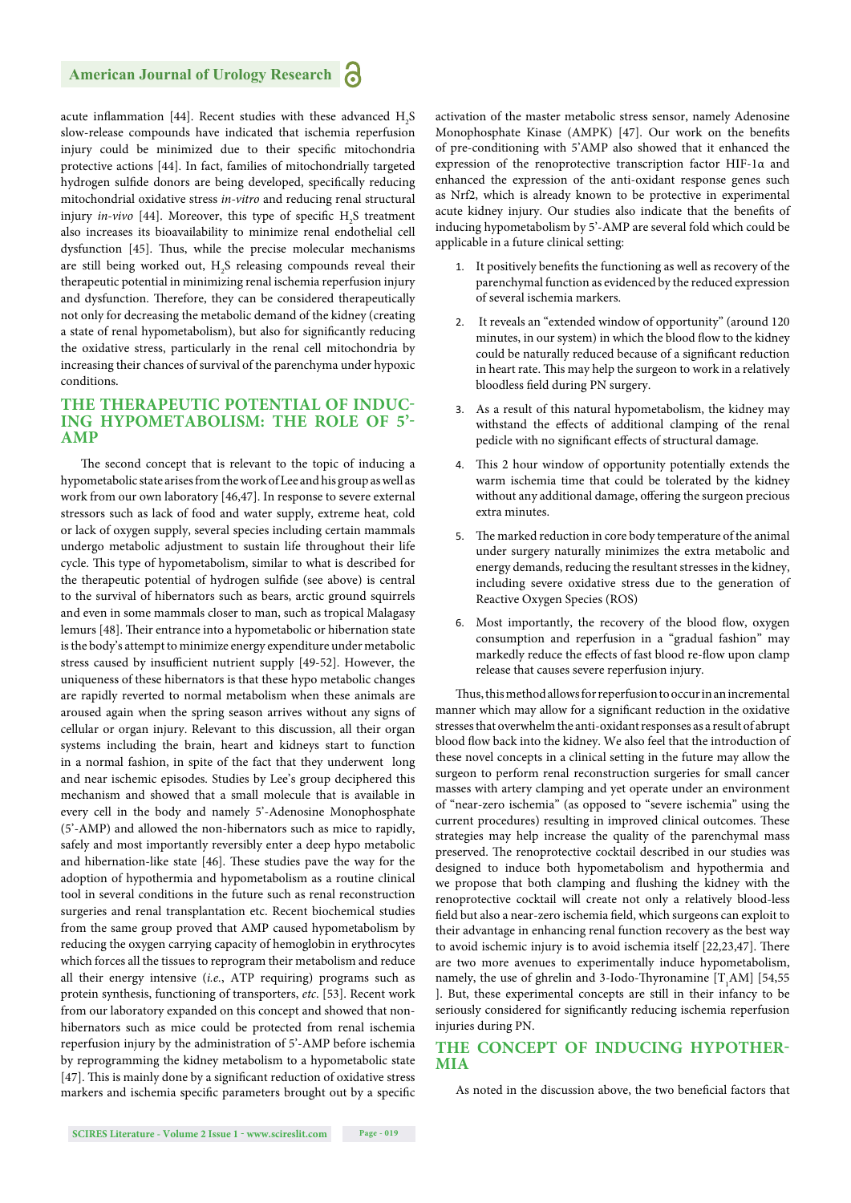acute inflammation [44]. Recent studies with these advanced $H_2S$ slow-release compounds have indicated that ischemia reperfusion injury could be minimized due to their specific mitochondria protective actions [44]. In fact, families of mitochondrially targeted hydrogen sulfide donors are being developed, specifically reducing mitochondrial oxidative stress *in-vitro* and reducing renal structural injury *in-vivo* [44]. Moreover, this type of specific $H_2S$ treatment also increases its bioavailability to minimize renal endothelial cell dysfunction [45]. Thus, while the precise molecular mechanisms are still being worked out, $H_2S$ releasing compounds reveal their therapeutic potential in minimizing renal ischemia reperfusion injury and dysfunction. Therefore, they can be considered therapeutically not only for decreasing the metabolic demand of the kidney (creating a state of renal hypometabolism), but also for significantly reducing the oxidative stress, particularly in the renal cell mitochondria by increasing their chances of survival of the parenchyma under hypoxic conditions.

## THE THERAPEUTIC POTENTIAL OF INDUCING HYPOMETABOLISM: THE ROLE OF 5'-AMP

The second concept that is relevant to the topic of inducing a hypometabolic state arises from the work of Lee and his group as well as work from our own laboratory [46,47]. In response to severe external stressors such as lack of food and water supply, extreme heat, cold or lack of oxygen supply, several species including certain mammals undergo metabolic adjustment to sustain life throughout their life cycle. This type of hypometabolism, similar to what is described for the therapeutic potential of hydrogen sulfide (see above) is central to the survival of hibernators such as bears, arctic ground squirrels and even in some mammals closer to man, such as tropical Malagasy lemurs [48]. Their entrance into a hypometabolic or hibernation state is the body's attempt to minimize energy expenditure under metabolic stress caused by insufficient nutrient supply [49-52]. However, the uniqueness of these hibernators is that these hypo metabolic changes are rapidly reverted to normal metabolism when these animals are aroused again when the spring season arrives without any signs of cellular or organ injury. Relevant to this discussion, all their organ systems including the brain, heart and kidneys start to function in a normal fashion, in spite of the fact that they underwent long and near ischemic episodes. Studies by Lee's group deciphered this mechanism and showed that a small molecule that is available in every cell in the body and namely 5'-Adenosine Monophosphate (5'-AMP) and allowed the non-hibernators such as mice to rapidly, safely and most importantly reversibly enter a deep hypo metabolic and hibernation-like state [46]. These studies pave the way for the adoption of hypothermia and hypometabolism as a routine clinical tool in several conditions in the future such as renal reconstruction surgeries and renal transplantation etc. Recent biochemical studies from the same group proved that AMP caused hypometabolism by reducing the oxygen carrying capacity of hemoglobin in erythrocytes which forces all the tissues to reprogram their metabolism and reduce all their energy intensive (*i.e.*, ATP requiring) programs such as protein synthesis, functioning of transporters, *etc*. [53]. Recent work from our laboratory expanded on this concept and showed that non-hibernators such as mice could be protected from renal ischemia reperfusion injury by the administration of 5'-AMP before ischemia by reprogramming the kidney metabolism to a hypometabolic state [47]. This is mainly done by a significant reduction of oxidative stress markers and ischemia specific parameters brought out by a specific activation of the master metabolic stress sensor, namely Adenosine Monophosphate Kinase (AMPK) [47]. Our work on the benefits of pre-conditioning with 5'AMP also showed that it enhanced the expression of the renoprotective transcription factor HIF-1α and enhanced the expression of the anti-oxidant response genes such as Nrf2, which is already known to be protective in experimental acute kidney injury. Our studies also indicate that the benefits of inducing hypometabolism by 5'-AMP are several fold which could be applicable in a future clinical setting:

1. It positively benefits the functioning as well as recovery of the parenchymal function as evidenced by the reduced expression of several ischemia markers.
2. It reveals an "extended window of opportunity" (around 120 minutes, in our system) in which the blood flow to the kidney could be naturally reduced because of a significant reduction in heart rate. This may help the surgeon to work in a relatively bloodless field during PN surgery.
3. As a result of this natural hypometabolism, the kidney may withstand the effects of additional clamping of the renal pedicle with no significant effects of structural damage.
4. This 2 hour window of opportunity potentially extends the warm ischemia time that could be tolerated by the kidney without any additional damage, offering the surgeon precious extra minutes.
5. The marked reduction in core body temperature of the animal under surgery naturally minimizes the extra metabolic and energy demands, reducing the resultant stresses in the kidney, including severe oxidative stress due to the generation of Reactive Oxygen Species (ROS)
6. Most importantly, the recovery of the blood flow, oxygen consumption and reperfusion in a "gradual fashion" may markedly reduce the effects of fast blood re-flow upon clamp release that causes severe reperfusion injury.

Thus, this method allows for reperfusion to occur in an incremental manner which may allow for a significant reduction in the oxidative stresses that overwhelm the anti-oxidant responses as a result of abrupt blood flow back into the kidney. We also feel that the introduction of these novel concepts in a clinical setting in the future may allow the surgeon to perform renal reconstruction surgeries for small cancer masses with artery clamping and yet operate under an environment of "near-zero ischemia" (as opposed to "severe ischemia" using the current procedures) resulting in improved clinical outcomes. These strategies may help increase the quality of the parenchymal mass preserved. The renoprotective cocktail described in our studies was designed to induce both hypometabolism and hypothermia and we propose that both clamping and flushing the kidney with the renoprotective cocktail will create not only a relatively blood-less field but also a near-zero ischemia field, which surgeons can exploit to their advantage in enhancing renal function recovery as the best way to avoid ischemic injury is to avoid ischemia itself [22,23,47]. There are two more avenues to experimentally induce hypometabolism, namely, the use of ghrelin and 3-Iodo-Thyronamine [$T_1$AM] [54,55 ]. But, these experimental concepts are still in their infancy to be seriously considered for significantly reducing ischemia reperfusion injuries during PN.

## THE CONCEPT OF INDUCING HYPOTHERMIA

As noted in the discussion above, the two beneficial factors that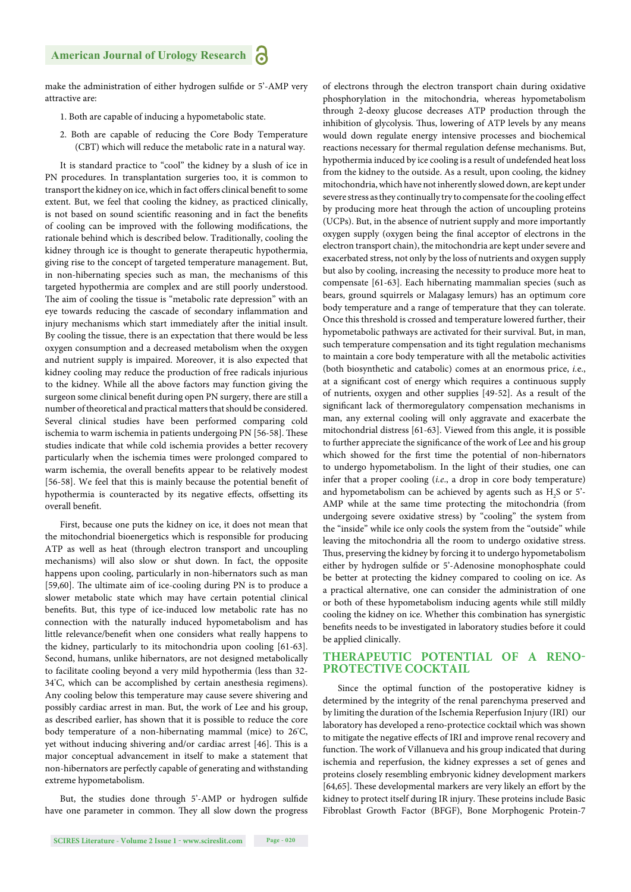make the administration of either hydrogen sulfide or 5'-AMP very attractive are:

1. Both are capable of inducing a hypometabolic state.
2. Both are capable of reducing the Core Body Temperature (CBT) which will reduce the metabolic rate in a natural way.

It is standard practice to "cool" the kidney by a slush of ice in PN procedures. In transplantation surgeries too, it is common to transport the kidney on ice, which in fact offers clinical benefit to some extent. But, we feel that cooling the kidney, as practiced clinically, is not based on sound scientific reasoning and in fact the benefits of cooling can be improved with the following modifications, the rationale behind which is described below. Traditionally, cooling the kidney through ice is thought to generate therapeutic hypothermia, giving rise to the concept of targeted temperature management. But, in non-hibernating species such as man, the mechanisms of this targeted hypothermia are complex and are still poorly understood. The aim of cooling the tissue is "metabolic rate depression" with an eye towards reducing the cascade of secondary inflammation and injury mechanisms which start immediately after the initial insult. By cooling the tissue, there is an expectation that there would be less oxygen consumption and a decreased metabolism when the oxygen and nutrient supply is impaired. Moreover, it is also expected that kidney cooling may reduce the production of free radicals injurious to the kidney. While all the above factors may function giving the surgeon some clinical benefit during open PN surgery, there are still a number of theoretical and practical matters that should be considered. Several clinical studies have been performed comparing cold ischemia to warm ischemia in patients undergoing PN [56-58]. These studies indicate that while cold ischemia provides a better recovery particularly when the ischemia times were prolonged compared to warm ischemia, the overall benefits appear to be relatively modest [56-58]. We feel that this is mainly because the potential benefit of hypothermia is counteracted by its negative effects, offsetting its overall benefit.

First, because one puts the kidney on ice, it does not mean that the mitochondrial bioenergetics which is responsible for producing ATP as well as heat (through electron transport and uncoupling mechanisms) will also slow or shut down. In fact, the opposite happens upon cooling, particularly in non-hibernators such as man [59,60]. The ultimate aim of ice-cooling during PN is to produce a slower metabolic state which may have certain potential clinical benefits. But, this type of ice-induced low metabolic rate has no connection with the naturally induced hypometabolism and has little relevance/benefit when one considers what really happens to the kidney, particularly to its mitochondria upon cooling [61-63]. Second, humans, unlike hibernators, are not designed metabolically to facilitate cooling beyond a very mild hypothermia (less than 32-34°C, which can be accomplished by certain anesthesia regimens). Any cooling below this temperature may cause severe shivering and possibly cardiac arrest in man. But, the work of Lee and his group, as described earlier, has shown that it is possible to reduce the core body temperature of a non-hibernating mammal (mice) to 26°C, yet without inducing shivering and/or cardiac arrest [46]. This is a major conceptual advancement in itself to make a statement that non-hibernators are perfectly capable of generating and withstanding extreme hypometabolism.

But, the studies done through 5'-AMP or hydrogen sulfide have one parameter in common. They all slow down the progress of electrons through the electron transport chain during oxidative phosphorylation in the mitochondria, whereas hypometabolism through 2-deoxy glucose decreases ATP production through the inhibition of glycolysis. Thus, lowering of ATP levels by any means would down regulate energy intensive processes and biochemical reactions necessary for thermal regulation defense mechanisms. But, hypothermia induced by ice cooling is a result of undefended heat loss from the kidney to the outside. As a result, upon cooling, the kidney mitochondria, which have not inherently slowed down, are kept under severe stress as they continually try to compensate for the cooling effect by producing more heat through the action of uncoupling proteins (UCPs). But, in the absence of nutrient supply and more importantly oxygen supply (oxygen being the final acceptor of electrons in the electron transport chain), the mitochondria are kept under severe and exacerbated stress, not only by the loss of nutrients and oxygen supply but also by cooling, increasing the necessity to produce more heat to compensate [61-63]. Each hibernating mammalian species (such as bears, ground squirrels or Malagasy lemurs) has an optimum core body temperature and a range of temperature that they can tolerate. Once this threshold is crossed and temperature lowered further, their hypometabolic pathways are activated for their survival. But, in man, such temperature compensation and its tight regulation mechanisms to maintain a core body temperature with all the metabolic activities (both biosynthetic and catabolic) comes at an enormous price, *i.e.*, at a significant cost of energy which requires a continuous supply of nutrients, oxygen and other supplies [49-52]. As a result of the significant lack of thermoregulatory compensation mechanisms in man, any external cooling will only aggravate and exacerbate the mitochondrial distress [61-63]. Viewed from this angle, it is possible to further appreciate the significance of the work of Lee and his group which showed for the first time the potential of non-hibernators to undergo hypometabolism. In the light of their studies, one can infer that a proper cooling (*i.e.*, a drop in core body temperature) and hypometabolism can be achieved by agents such as $H_2S$ or 5'-AMP while at the same time protecting the mitochondria (from undergoing severe oxidative stress) by "cooling" the system from the "inside" while ice only cools the system from the "outside" while leaving the mitochondria all the room to undergo oxidative stress. Thus, preserving the kidney by forcing it to undergo hypometabolism either by hydrogen sulfide or 5'-Adenosine monophosphate could be better at protecting the kidney compared to cooling on ice. As a practical alternative, one can consider the administration of one or both of these hypometabolism inducing agents while still mildly cooling the kidney on ice. Whether this combination has synergistic benefits needs to be investigated in laboratory studies before it could be applied clinically.

## THERAPEUTIC POTENTIAL OF A RENO-PROTECTIVE COCKTAIL

Since the optimal function of the postoperative kidney is determined by the integrity of the renal parenchyma preserved and by limiting the duration of the Ischemia Reperfusion Injury (IRI) our laboratory has developed a reno-protectice cocktail which was shown to mitigate the negative effects of IRI and improve renal recovery and function. The work of Villanueva and his group indicated that during ischemia and reperfusion, the kidney expresses a set of genes and proteins closely resembling embryonic kidney development markers [64,65]. These developmental markers are very likely an effort by the kidney to protect itself during IR injury. These proteins include Basic Fibroblast Growth Factor (BFGF), Bone Morphogenic Protein-7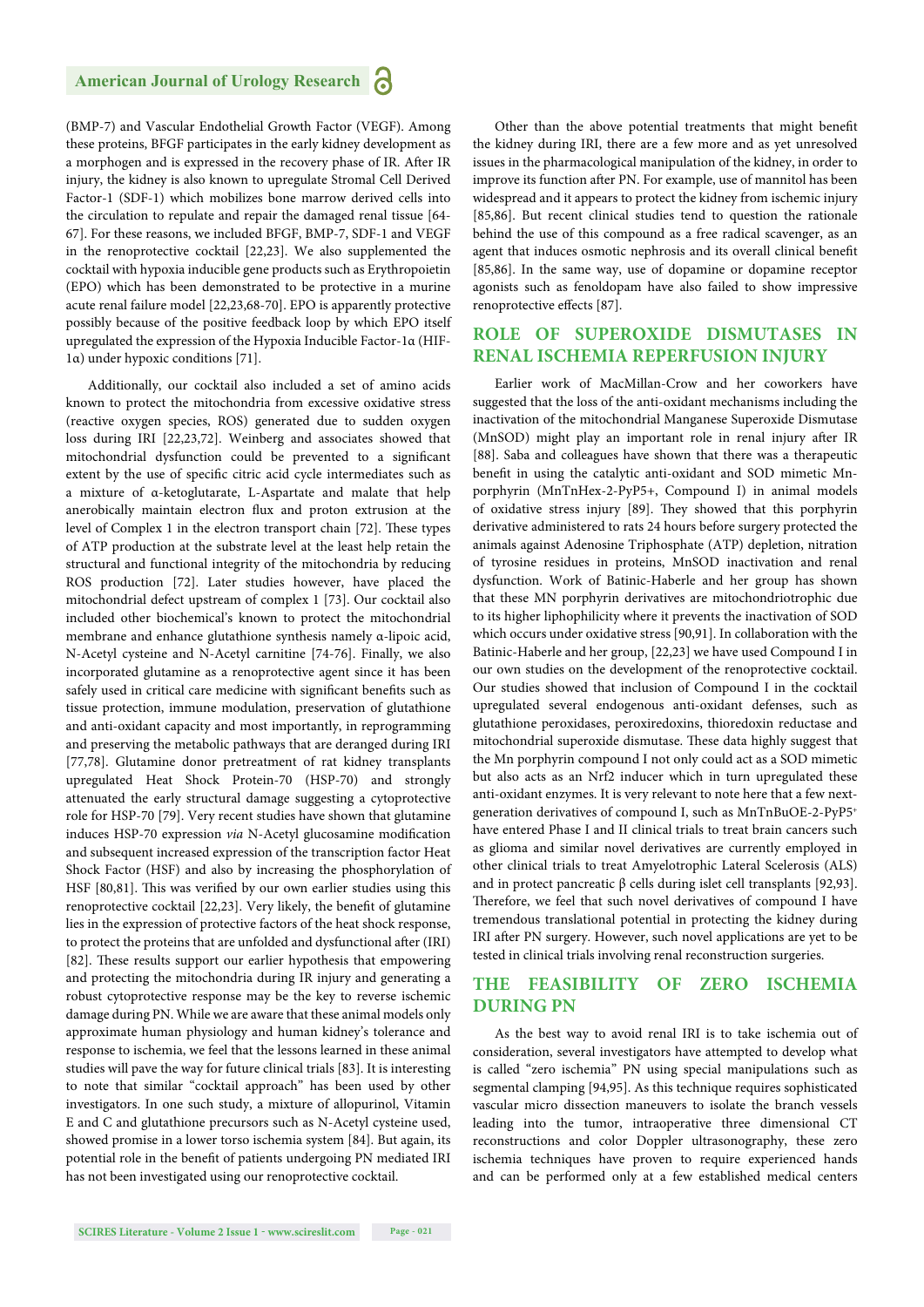(BMP-7) and Vascular Endothelial Growth Factor (VEGF). Among these proteins, BFGF participates in the early kidney development as a morphogen and is expressed in the recovery phase of IR. After IR injury, the kidney is also known to upregulate Stromal Cell Derived Factor-1 (SDF-1) which mobilizes bone marrow derived cells into the circulation to repulate and repair the damaged renal tissue [64-67]. For these reasons, we included BFGF, BMP-7, SDF-1 and VEGF in the renoprotective cocktail [22,23]. We also supplemented the cocktail with hypoxia inducible gene products such as Erythropoietin (EPO) which has been demonstrated to be protective in a murine acute renal failure model [22,23,68-70]. EPO is apparently protective possibly because of the positive feedback loop by which EPO itself upregulated the expression of the Hypoxia Inducible Factor-1α (HIF-1α) under hypoxic conditions [71].

Additionally, our cocktail also included a set of amino acids known to protect the mitochondria from excessive oxidative stress (reactive oxygen species, ROS) generated due to sudden oxygen loss during IRI [22,23,72]. Weinberg and associates showed that mitochondrial dysfunction could be prevented to a significant extent by the use of specific citric acid cycle intermediates such as a mixture of α-ketoglutarate, L-Aspartate and malate that help anerobically maintain electron flux and proton extrusion at the level of Complex 1 in the electron transport chain [72]. These types of ATP production at the substrate level at the least help retain the structural and functional integrity of the mitochondria by reducing ROS production [72]. Later studies however, have placed the mitochondrial defect upstream of complex 1 [73]. Our cocktail also included other biochemical's known to protect the mitochondrial membrane and enhance glutathione synthesis namely α-lipoic acid, N-Acetyl cysteine and N-Acetyl carnitine [74-76]. Finally, we also incorporated glutamine as a renoprotective agent since it has been safely used in critical care medicine with significant benefits such as tissue protection, immune modulation, preservation of glutathione and anti-oxidant capacity and most importantly, in reprogramming and preserving the metabolic pathways that are deranged during IRI [77,78]. Glutamine donor pretreatment of rat kidney transplants upregulated Heat Shock Protein-70 (HSP-70) and strongly attenuated the early structural damage suggesting a cytoprotective role for HSP-70 [79]. Very recent studies have shown that glutamine induces HSP-70 expression *via* N-Acetyl glucosamine modification and subsequent increased expression of the transcription factor Heat Shock Factor (HSF) and also by increasing the phosphorylation of HSF [80,81]. This was verified by our own earlier studies using this renoprotective cocktail [22,23]. Very likely, the benefit of glutamine lies in the expression of protective factors of the heat shock response, to protect the proteins that are unfolded and dysfunctional after (IRI) [82]. These results support our earlier hypothesis that empowering and protecting the mitochondria during IR injury and generating a robust cytoprotective response may be the key to reverse ischemic damage during PN. While we are aware that these animal models only approximate human physiology and human kidney's tolerance and response to ischemia, we feel that the lessons learned in these animal studies will pave the way for future clinical trials [83]. It is interesting to note that similar "cocktail approach" has been used by other investigators. In one such study, a mixture of allopurinol, Vitamin E and C and glutathione precursors such as N-Acetyl cysteine used, showed promise in a lower torso ischemia system [84]. But again, its potential role in the benefit of patients undergoing PN mediated IRI has not been investigated using our renoprotective cocktail.

Other than the above potential treatments that might benefit the kidney during IRI, there are a few more and as yet unresolved issues in the pharmacological manipulation of the kidney, in order to improve its function after PN. For example, use of mannitol has been widespread and it appears to protect the kidney from ischemic injury [85,86]. But recent clinical studies tend to question the rationale behind the use of this compound as a free radical scavenger, as an agent that induces osmotic nephrosis and its overall clinical benefit [85,86]. In the same way, use of dopamine or dopamine receptor agonists such as fenoldopam have also failed to show impressive renoprotective effects [87].

## ROLE OF SUPEROXIDE DISMUTASES IN RENAL ISCHEMIA REPERFUSION INJURY

Earlier work of MacMillan-Crow and her coworkers have suggested that the loss of the anti-oxidant mechanisms including the inactivation of the mitochondrial Manganese Superoxide Dismutase (MnSOD) might play an important role in renal injury after IR [88]. Saba and colleagues have shown that there was a therapeutic benefit in using the catalytic anti-oxidant and SOD mimetic Mn-porphyrin (MnTnHex-2-PyP5+, Compound I) in animal models of oxidative stress injury [89]. They showed that this porphyrin derivative administered to rats 24 hours before surgery protected the animals against Adenosine Triphosphate (ATP) depletion, nitration of tyrosine residues in proteins, MnSOD inactivation and renal dysfunction. Work of Batinic-Haberle and her group has shown that these MN porphyrin derivatives are mitochondriotrophic due to its higher liphophilicity where it prevents the inactivation of SOD which occurs under oxidative stress [90,91]. In collaboration with the Batinic-Haberle and her group, [22,23] we have used Compound I in our own studies on the development of the renoprotective cocktail. Our studies showed that inclusion of Compound I in the cocktail upregulated several endogenous anti-oxidant defenses, such as glutathione peroxidases, peroxiredoxins, thioredoxin reductase and mitochondrial superoxide dismutase. These data highly suggest that the Mn porphyrin compound I not only could act as a SOD mimetic but also acts as an Nrf2 inducer which in turn upregulated these anti-oxidant enzymes. It is very relevant to note here that a few next-generation derivatives of compound I, such as MnTnBuOE-2-PyP$^{5+}$ have entered Phase I and II clinical trials to treat brain cancers such as glioma and similar novel derivatives are currently employed in other clinical trials to treat Amyelotrophic Lateral Sclerosis (ALS) and in protect pancreatic β cells during islet cell transplants [92,93]. Therefore, we feel that such novel derivatives of compound I have tremendous translational potential in protecting the kidney during IRI after PN surgery. However, such novel applications are yet to be tested in clinical trials involving renal reconstruction surgeries.

## THE FEASIBILITY OF ZERO ISCHEMIA DURING PN

As the best way to avoid renal IRI is to take ischemia out of consideration, several investigators have attempted to develop what is called "zero ischemia" PN using special manipulations such as segmental clamping [94,95]. As this technique requires sophisticated vascular micro dissection maneuvers to isolate the branch vessels leading into the tumor, intraoperative three dimensional CT reconstructions and color Doppler ultrasonography, these zero ischemia techniques have proven to require experienced hands and can be performed only at a few established medical centers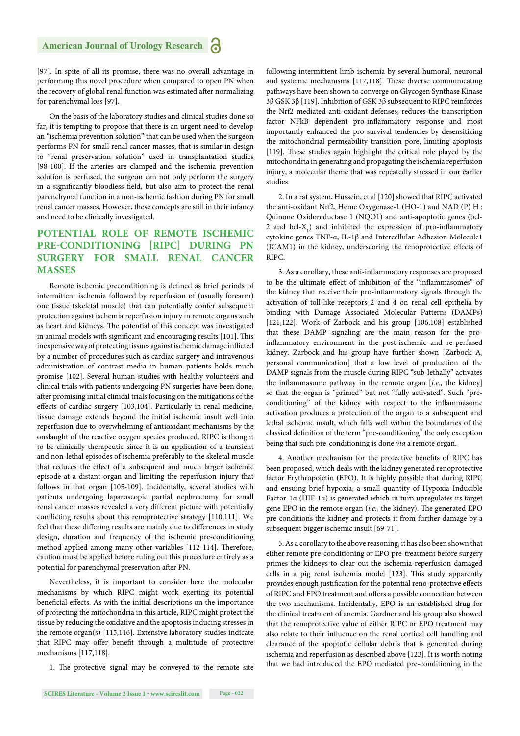[97]. In spite of all its promise, there was no overall advantage in performing this novel procedure when compared to open PN when the recovery of global renal function was estimated after normalizing for parenchymal loss [97].

On the basis of the laboratory studies and clinical studies done so far, it is tempting to propose that there is an urgent need to develop an "ischemia prevention solution" that can be used when the surgeon performs PN for small renal cancer masses, that is similar in design to "renal preservation solution" used in transplantation studies [98-100]. If the arteries are clamped and the ischemia prevention solution is perfused, the surgeon can not only perform the surgery in a significantly bloodless field, but also aim to protect the renal parenchymal function in a non-ischemic fashion during PN for small renal cancer masses. However, these concepts are still in their infancy and need to be clinically investigated.

## POTENTIAL ROLE OF REMOTE ISCHEMIC PRE-CONDITIONING [RIPC] DURING PN SURGERY FOR SMALL RENAL CANCER MASSES

Remote ischemic preconditioning is defined as brief periods of intermittent ischemia followed by reperfusion of (usually forearm) one tissue (skeletal muscle) that can potentially confer subsequent protection against ischemia reperfusion injury in remote organs such as heart and kidneys. The potential of this concept was investigated in animal models with significant and encouraging results [101]. This inexpensive way of protecting tissues against ischemic damage inflicted by a number of procedures such as cardiac surgery and intravenous administration of contrast media in human patients holds much promise [102]. Several human studies with healthy volunteers and clinical trials with patients undergoing PN surgeries have been done, after promising initial clinical trials focusing on the mitigations of the effects of cardiac surgery [103,104]. Particularly in renal medicine, tissue damage extends beyond the initial ischemic insult well into reperfusion due to overwhelming of antioxidant mechanisms by the onslaught of the reactive oxygen species produced. RIPC is thought to be clinically therapeutic since it is an application of a transient and non-lethal episodes of ischemia preferably to the skeletal muscle that reduces the effect of a subsequent and much larger ischemic episode at a distant organ and limiting the reperfusion injury that follows in that organ [105-109]. Incidentally, several studies with patients undergoing laparoscopic partial nephrectomy for small renal cancer masses revealed a very different picture with potentially conflicting results about this renoprotective strategy [110,111]. We feel that these differing results are mainly due to differences in study design, duration and frequency of the ischemic pre-conditioning method applied among many other variables [112-114]. Therefore, caution must be applied before ruling out this procedure entirely as a potential for parenchymal preservation after PN.

Nevertheless, it is important to consider here the molecular mechanisms by which RIPC might work exerting its potential beneficial effects. As with the initial descriptions on the importance of protecting the mitochondria in this article, RIPC might protect the tissue by reducing the oxidative and the apoptosis inducing stresses in the remote organ(s) [115,116]. Extensive laboratory studies indicate that RIPC may offer benefit through a multitude of protective mechanisms [117,118].

1. The protective signal may be conveyed to the remote site following intermittent limb ischemia by several humoral, neuronal and systemic mechanisms [117,118]. These diverse communicating pathways have been shown to converge on Glycogen Synthase Kinase 3β GSK 3β [119]. Inhibition of GSK 3β subsequent to RIPC reinforces the Nrf2 mediated anti-oxidant defenses, reduces the transcription factor NFkB dependent pro-inflammatory response and most importantly enhanced the pro-survival tendencies by desensitizing the mitochondrial permeability transition pore, limiting apoptosis [119]. These studies again highlight the critical role played by the mitochondria in generating and propagating the ischemia reperfusion injury, a molecular theme that was repeatedly stressed in our earlier studies.

2. In a rat system, Hussein, et al [120] showed that RIPC activated the anti-oxidant Nrf2, Heme Oxygenase-1 (HO-1) and NAD (P) H : Quinone Oxidoreductase 1 (NQO1) and anti-apoptotic genes (bcl-2 and bcl-$X_L$) and inhibited the expression of pro-inflammatory cytokine genes TNF-α, IL-1β and Intercellular Adhesion Molecule1 (ICAM1) in the kidney, underscoring the renoprotective effects of RIPC.

3. As a corollary, these anti-inflammatory responses are proposed to be the ultimate effect of inhibition of the "inflammasomes" of the kidney that receive their pro-inflammatory signals through the activation of toll-like receptors 2 and 4 on renal cell epithelia by binding with Damage Associated Molecular Patterns (DAMPs) [121,122]. Work of Zarbock and his group [106,108] established that these DAMP signaling are the main reason for the pro-inflammatory environment in the post-ischemic and re-perfused kidney. Zarbock and his group have further shown [Zarbock A, personal communication] that a low level of production of the DAMP signals from the muscle during RIPC "sub-lethally" activates the inflammasome pathway in the remote organ [*i.e.*, the kidney] so that the organ is "primed" but not "fully activated". Such "pre-conditioning" of the kidney with respect to the inflammasome activation produces a protection of the organ to a subsequent and lethal ischemic insult, which falls well within the boundaries of the classical definition of the term "pre-conditioning" the only exception being that such pre-conditioning is done *via* a remote organ.

4. Another mechanism for the protective benefits of RIPC has been proposed, which deals with the kidney generated renoprotective factor Erythropoietin (EPO). It is highly possible that during RIPC and ensuing brief hypoxia, a small quantity of Hypoxia Inducible Factor-1α (HIF-1α) is generated which in turn upregulates its target gene EPO in the remote organ (*i.e.*, the kidney). The generated EPO pre-conditions the kidney and protects it from further damage by a subsequent bigger ischemic insult [69-71].

5. As a corollary to the above reasoning, it has also been shown that either remote pre-conditioning or EPO pre-treatment before surgery primes the kidneys to clear out the ischemia-reperfusion damaged cells in a pig renal ischemia model [123]. This study apparently provides enough justification for the potential reno-protective effects of RIPC and EPO treatment and offers a possible connection between the two mechanisms. Incidentally, EPO is an established drug for the clinical treatment of anemia. Gardner and his group also showed that the renoprotective value of either RIPC or EPO treatment may also relate to their influence on the renal cortical cell handling and clearance of the apoptotic cellular debris that is generated during ischemia and reperfusion as described above [123]. It is worth noting that we had introduced the EPO mediated pre-conditioning in the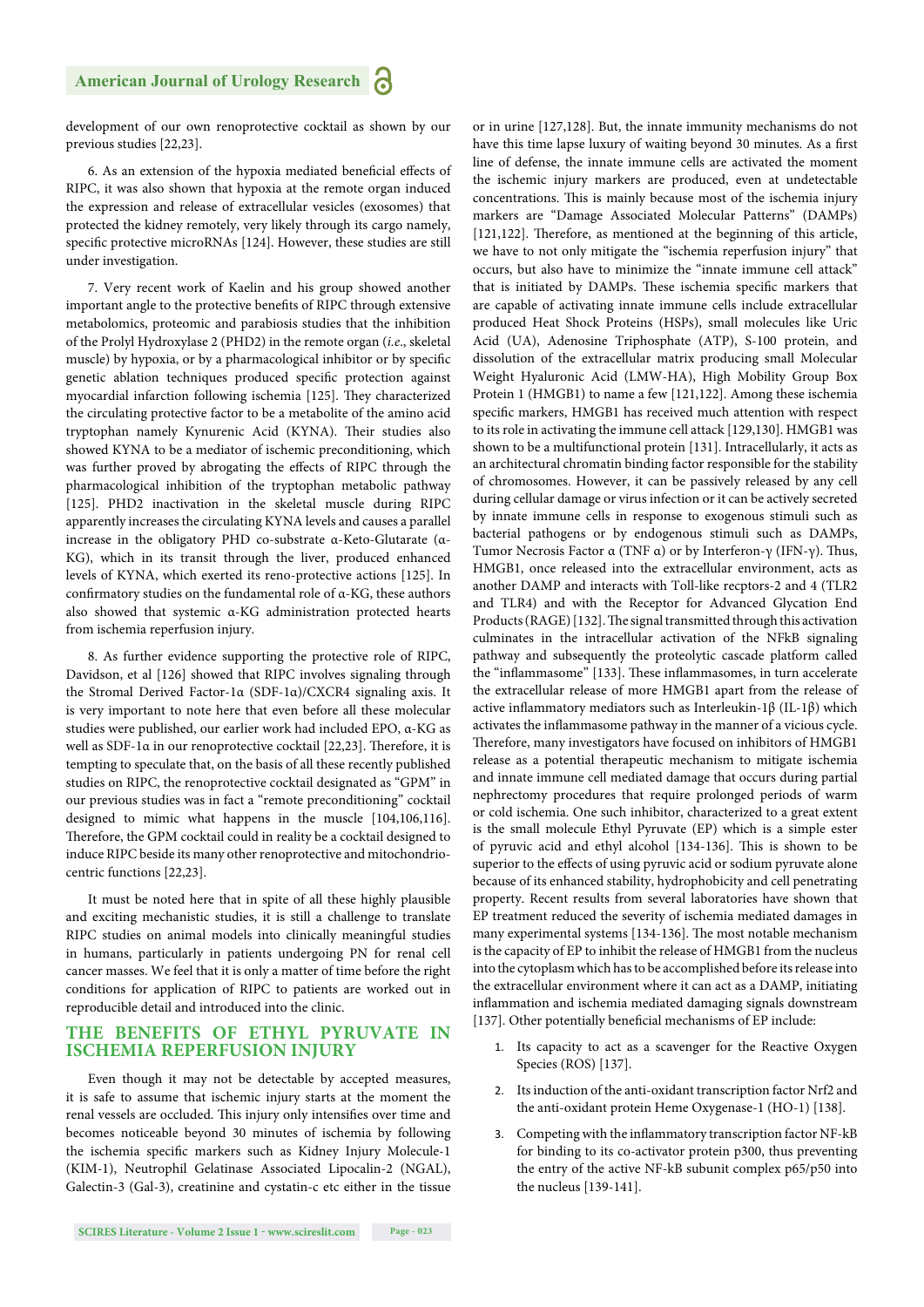development of our own renoprotective cocktail as shown by our previous studies [22,23].

6. As an extension of the hypoxia mediated beneficial effects of RIPC, it was also shown that hypoxia at the remote organ induced the expression and release of extracellular vesicles (exosomes) that protected the kidney remotely, very likely through its cargo namely, specific protective microRNAs [124]. However, these studies are still under investigation.

7. Very recent work of Kaelin and his group showed another important angle to the protective benefits of RIPC through extensive metabolomics, proteomic and parabiosis studies that the inhibition of the Prolyl Hydroxylase 2 (PHD2) in the remote organ (*i.e*., skeletal muscle) by hypoxia, or by a pharmacological inhibitor or by specific genetic ablation techniques produced specific protection against myocardial infarction following ischemia [125]. They characterized the circulating protective factor to be a metabolite of the amino acid tryptophan namely Kynurenic Acid (KYNA). Their studies also showed KYNA to be a mediator of ischemic preconditioning, which was further proved by abrogating the effects of RIPC through the pharmacological inhibition of the tryptophan metabolic pathway [125]. PHD2 inactivation in the skeletal muscle during RIPC apparently increases the circulating KYNA levels and causes a parallel increase in the obligatory PHD co-substrate α-Keto-Glutarate (α-KG), which in its transit through the liver, produced enhanced levels of KYNA, which exerted its reno-protective actions [125]. In confirmatory studies on the fundamental role of α-KG, these authors also showed that systemic α-KG administration protected hearts from ischemia reperfusion injury.

8. As further evidence supporting the protective role of RIPC, Davidson, et al [126] showed that RIPC involves signaling through the Stromal Derived Factor-1α (SDF-1α)/CXCR4 signaling axis. It is very important to note here that even before all these molecular studies were published, our earlier work had included EPO, α-KG as well as SDF-1α in our renoprotective cocktail [22,23]. Therefore, it is tempting to speculate that, on the basis of all these recently published studies on RIPC, the renoprotective cocktail designated as "GPM" in our previous studies was in fact a "remote preconditioning" cocktail designed to mimic what happens in the muscle [104,106,116]. Therefore, the GPM cocktail could in reality be a cocktail designed to induce RIPC beside its many other renoprotective and mitochondrio-centric functions [22,23].

It must be noted here that in spite of all these highly plausible and exciting mechanistic studies, it is still a challenge to translate RIPC studies on animal models into clinically meaningful studies in humans, particularly in patients undergoing PN for renal cell cancer masses. We feel that it is only a matter of time before the right conditions for application of RIPC to patients are worked out in reproducible detail and introduced into the clinic.

## THE BENEFITS OF ETHYL PYRUVATE IN ISCHEMIA REPERFUSION INJURY

Even though it may not be detectable by accepted measures, it is safe to assume that ischemic injury starts at the moment the renal vessels are occluded. This injury only intensifies over time and becomes noticeable beyond 30 minutes of ischemia by following the ischemia specific markers such as Kidney Injury Molecule-1 (KIM-1), Neutrophil Gelatinase Associated Lipocalin-2 (NGAL), Galectin-3 (Gal-3), creatinine and cystatin-c etc either in the tissue or in urine [127,128]. But, the innate immunity mechanisms do not have this time lapse luxury of waiting beyond 30 minutes. As a first line of defense, the innate immune cells are activated the moment the ischemic injury markers are produced, even at undetectable concentrations. This is mainly because most of the ischemia injury markers are "Damage Associated Molecular Patterns" (DAMPs) [121,122]. Therefore, as mentioned at the beginning of this article, we have to not only mitigate the "ischemia reperfusion injury" that occurs, but also have to minimize the "innate immune cell attack" that is initiated by DAMPs. These ischemia specific markers that are capable of activating innate immune cells include extracellular produced Heat Shock Proteins (HSPs), small molecules like Uric Acid (UA), Adenosine Triphosphate (ATP), S-100 protein, and dissolution of the extracellular matrix producing small Molecular Weight Hyaluronic Acid (LMW-HA), High Mobility Group Box Protein 1 (HMGB1) to name a few [121,122]. Among these ischemia specific markers, HMGB1 has received much attention with respect to its role in activating the immune cell attack [129,130]. HMGB1 was shown to be a multifunctional protein [131]. Intracellularly, it acts as an architectural chromatin binding factor responsible for the stability of chromosomes. However, it can be passively released by any cell during cellular damage or virus infection or it can be actively secreted by innate immune cells in response to exogenous stimuli such as bacterial pathogens or by endogenous stimuli such as DAMPs, Tumor Necrosis Factor α (TNF α) or by Interferon-γ (IFN-γ). Thus, HMGB1, once released into the extracellular environment, acts as another DAMP and interacts with Toll-like recptors-2 and 4 (TLR2 and TLR4) and with the Receptor for Advanced Glycation End Products (RAGE) [132]. The signal transmitted through this activation culminates in the intracellular activation of the NFkB signaling pathway and subsequently the proteolytic cascade platform called the "inflammasome" [133]. These inflammasomes, in turn accelerate the extracellular release of more HMGB1 apart from the release of active inflammatory mediators such as Interleukin-1β (IL-1β) which activates the inflammasome pathway in the manner of a vicious cycle. Therefore, many investigators have focused on inhibitors of HMGB1 release as a potential therapeutic mechanism to mitigate ischemia and innate immune cell mediated damage that occurs during partial nephrectomy procedures that require prolonged periods of warm or cold ischemia. One such inhibitor, characterized to a great extent is the small molecule Ethyl Pyruvate (EP) which is a simple ester of pyruvic acid and ethyl alcohol [134-136]. This is shown to be superior to the effects of using pyruvic acid or sodium pyruvate alone because of its enhanced stability, hydrophobicity and cell penetrating property. Recent results from several laboratories have shown that EP treatment reduced the severity of ischemia mediated damages in many experimental systems [134-136]. The most notable mechanism is the capacity of EP to inhibit the release of HMGB1 from the nucleus into the cytoplasm which has to be accomplished before its release into the extracellular environment where it can act as a DAMP, initiating inflammation and ischemia mediated damaging signals downstream [137]. Other potentially beneficial mechanisms of EP include:

1. Its capacity to act as a scavenger for the Reactive Oxygen Species (ROS) [137].
2. Its induction of the anti-oxidant transcription factor Nrf2 and the anti-oxidant protein Heme Oxygenase-1 (HO-1) [138].
3. Competing with the inflammatory transcription factor NF-kB for binding to its co-activator protein p300, thus preventing the entry of the active NF-kB subunit complex p65/p50 into the nucleus [139-141].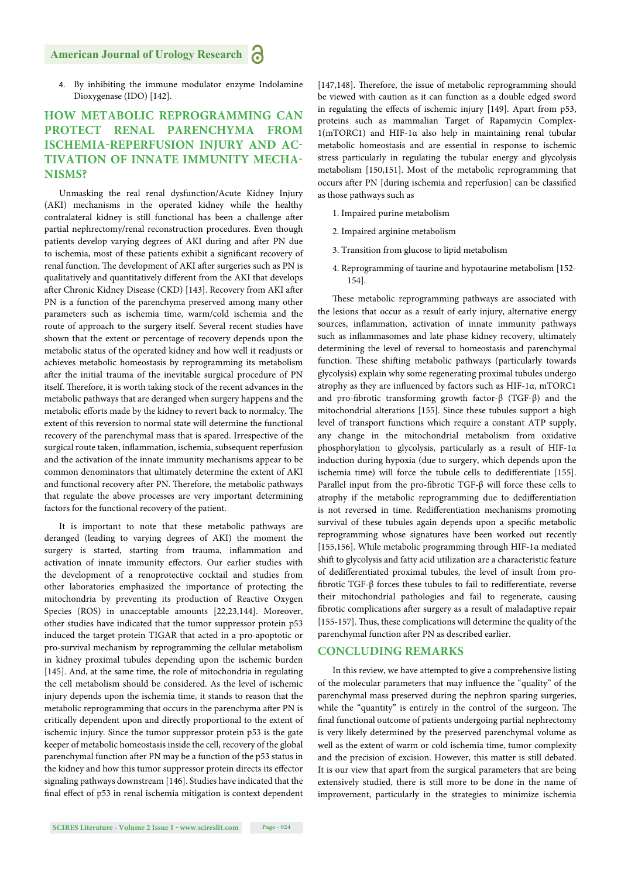4. By inhibiting the immune modulator enzyme Indolamine Dioxygenase (IDO) [142].

## HOW METABOLIC REPROGRAMMING CAN PROTECT RENAL PARENCHYMA FROM ISCHEMIA-REPERFUSION INJURY AND ACTIVATION OF INNATE IMMUNITY MECHANISMS?

Unmasking the real renal dysfunction/Acute Kidney Injury (AKI) mechanisms in the operated kidney while the healthy contralateral kidney is still functional has been a challenge after partial nephrectomy/renal reconstruction procedures. Even though patients develop varying degrees of AKI during and after PN due to ischemia, most of these patients exhibit a significant recovery of renal function. The development of AKI after surgeries such as PN is qualitatively and quantitatively different from the AKI that develops after Chronic Kidney Disease (CKD) [143]. Recovery from AKI after PN is a function of the parenchyma preserved among many other parameters such as ischemia time, warm/cold ischemia and the route of approach to the surgery itself. Several recent studies have shown that the extent or percentage of recovery depends upon the metabolic status of the operated kidney and how well it readjusts or achieves metabolic homeostasis by reprogramming its metabolism after the initial trauma of the inevitable surgical procedure of PN itself. Therefore, it is worth taking stock of the recent advances in the metabolic pathways that are deranged when surgery happens and the metabolic efforts made by the kidney to revert back to normalcy. The extent of this reversion to normal state will determine the functional recovery of the parenchymal mass that is spared. Irrespective of the surgical route taken, inflammation, ischemia, subsequent reperfusion and the activation of the innate immunity mechanisms appear to be common denominators that ultimately determine the extent of AKI and functional recovery after PN. Therefore, the metabolic pathways that regulate the above processes are very important determining factors for the functional recovery of the patient.

It is important to note that these metabolic pathways are deranged (leading to varying degrees of AKI) the moment the surgery is started, starting from trauma, inflammation and activation of innate immunity effectors. Our earlier studies with the development of a renoprotective cocktail and studies from other laboratories emphasized the importance of protecting the mitochondria by preventing its production of Reactive Oxygen Species (ROS) in unacceptable amounts [22,23,144]. Moreover, other studies have indicated that the tumor suppressor protein p53 induced the target protein TIGAR that acted in a pro-apoptotic or pro-survival mechanism by reprogramming the cellular metabolism in kidney proximal tubules depending upon the ischemic burden [145]. And, at the same time, the role of mitochondria in regulating the cell metabolism should be considered. As the level of ischemic injury depends upon the ischemia time, it stands to reason that the metabolic reprogramming that occurs in the parenchyma after PN is critically dependent upon and directly proportional to the extent of ischemic injury. Since the tumor suppressor protein p53 is the gate keeper of metabolic homeostasis inside the cell, recovery of the global parenchymal function after PN may be a function of the p53 status in the kidney and how this tumor suppressor protein directs its effector signaling pathways downstream [146]. Studies have indicated that the final effect of p53 in renal ischemia mitigation is context dependent [147,148]. Therefore, the issue of metabolic reprogramming should be viewed with caution as it can function as a double edged sword in regulating the effects of ischemic injury [149]. Apart from p53, proteins such as mammalian Target of Rapamycin Complex-1(mTORC1) and HIF-1α also help in maintaining renal tubular metabolic homeostasis and are essential in response to ischemic stress particularly in regulating the tubular energy and glycolysis metabolism [150,151]. Most of the metabolic reprogramming that occurs after PN [during ischemia and reperfusion] can be classified as those pathways such as

1. Impaired purine metabolism
2. Impaired arginine metabolism
3. Transition from glucose to lipid metabolism
4. Reprogramming of taurine and hypotaurine metabolism [152-154].

These metabolic reprogramming pathways are associated with the lesions that occur as a result of early injury, alternative energy sources, inflammation, activation of innate immunity pathways such as inflammasomes and late phase kidney recovery, ultimately determining the level of reversal to homeostasis and parenchymal function. These shifting metabolic pathways (particularly towards glycolysis) explain why some regenerating proximal tubules undergo atrophy as they are influenced by factors such as HIF-1α, mTORC1 and pro-fibrotic transforming growth factor-β (TGF-β) and the mitochondrial alterations [155]. Since these tubules support a high level of transport functions which require a constant ATP supply, any change in the mitochondrial metabolism from oxidative phosphorylation to glycolysis, particularly as a result of HIF-1α induction during hypoxia (due to surgery, which depends upon the ischemia time) will force the tubule cells to dedifferentiate [155]. Parallel input from the pro-fibrotic TGF-β will force these cells to atrophy if the metabolic reprogramming due to dedifferentiation is not reversed in time. Redifferentiation mechanisms promoting survival of these tubules again depends upon a specific metabolic reprogramming whose signatures have been worked out recently [155,156]. While metabolic programming through HIF-1α mediated shift to glycolysis and fatty acid utilization are a characteristic feature of dedifferentiated proximal tubules, the level of insult from pro-fibrotic TGF-β forces these tubules to fail to redifferentiate, reverse their mitochondrial pathologies and fail to regenerate, causing fibrotic complications after surgery as a result of maladaptive repair [155-157]. Thus, these complications will determine the quality of the parenchymal function after PN as described earlier.

## CONCLUDING REMARKS

In this review, we have attempted to give a comprehensive listing of the molecular parameters that may influence the "quality" of the parenchymal mass preserved during the nephron sparing surgeries, while the "quantity" is entirely in the control of the surgeon. The final functional outcome of patients undergoing partial nephrectomy is very likely determined by the preserved parenchymal volume as well as the extent of warm or cold ischemia time, tumor complexity and the precision of excision. However, this matter is still debated. It is our view that apart from the surgical parameters that are being extensively studied, there is still more to be done in the name of improvement, particularly in the strategies to minimize ischemia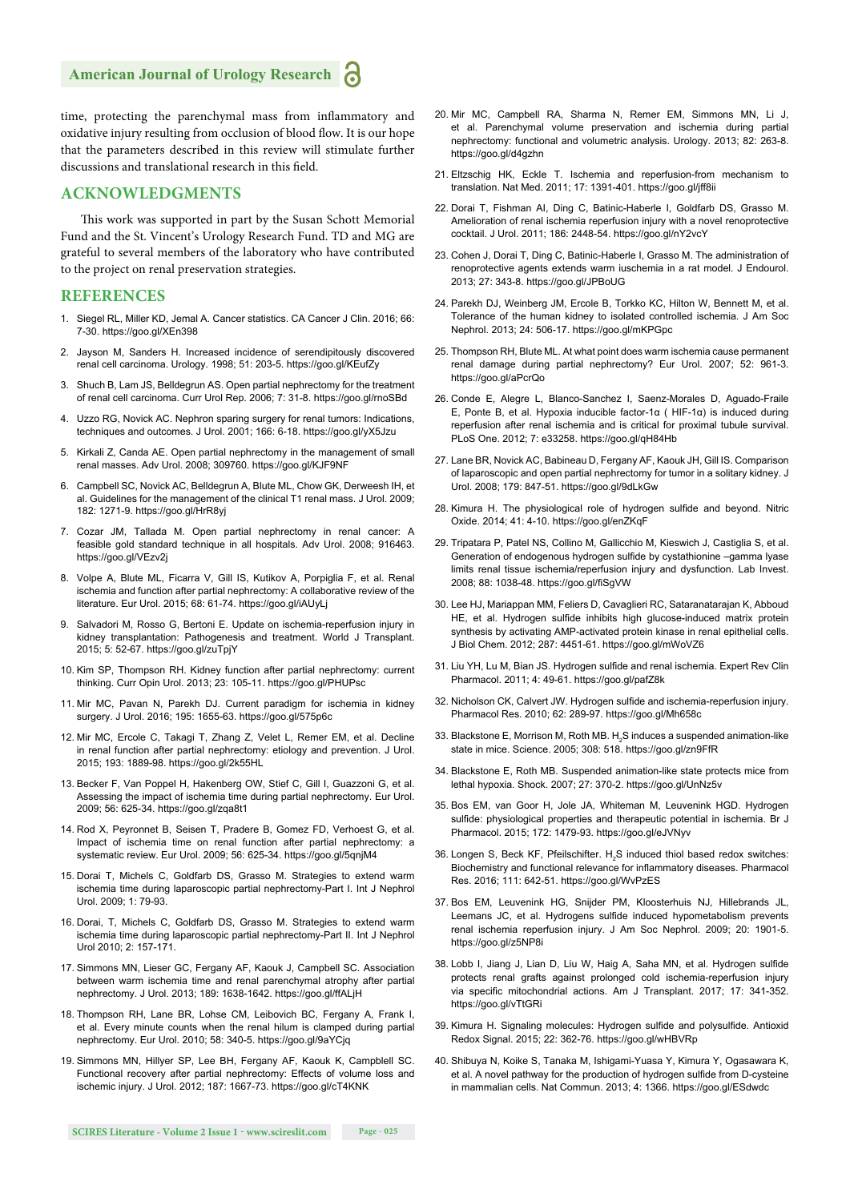time, protecting the parenchymal mass from inflammatory and oxidative injury resulting from occlusion of blood flow. It is our hope that the parameters described in this review will stimulate further discussions and translational research in this field.

## ACKNOWLEDGMENTS

This work was supported in part by the Susan Schott Memorial Fund and the St. Vincent's Urology Research Fund. TD and MG are grateful to several members of the laboratory who have contributed to the project on renal preservation strategies.

## REFERENCES

1. Siegel RL, Miller KD, Jemal A. Cancer statistics. CA Cancer J Clin. 2016; 66: 7-30. https://goo.gl/XEn398
2. Jayson M, Sanders H. Increased incidence of serendipitously discovered renal cell carcinoma. Urology. 1998; 51: 203-5. https://goo.gl/KEufZy
3. Shuch B, Lam JS, Belldegrun AS. Open partial nephrectomy for the treatment of renal cell carcinoma. Curr Urol Rep. 2006; 7: 31-8. https://goo.gl/rnoSBd
4. Uzzo RG, Novick AC. Nephron sparing surgery for renal tumors: Indications, techniques and outcomes. J Urol. 2001; 166: 6-18. https://goo.gl/yX5Jzu
5. Kirkali Z, Canda AE. Open partial nephrectomy in the management of small renal masses. Adv Urol. 2008; 309760. https://goo.gl/KJF9NF
6. Campbell SC, Novick AC, Belldegrun A, Blute ML, Chow GK, Derweesh IH, et al. Guidelines for the management of the clinical T1 renal mass. J Urol. 2009; 182: 1271-9. https://goo.gl/HrR8yj
7. Cozar JM, Tallada M. Open partial nephrectomy in renal cancer: A feasible gold standard technique in all hospitals. Adv Urol. 2008; 916463. https://goo.gl/VEzv2j
8. Volpe A, Blute ML, Ficarra V, Gill IS, Kutikov A, Porpiglia F, et al. Renal ischemia and function after partial nephrectomy: A collaborative review of the literature. Eur Urol. 2015; 68: 61-74. https://goo.gl/iAUyLj
9. Salvadori M, Rosso G, Bertoni E. Update on ischemia-reperfusion injury in kidney transplantation: Pathogenesis and treatment. World J Transplant. 2015; 5: 52-67. https://goo.gl/zuTpjY
10. Kim SP, Thompson RH. Kidney function after partial nephrectomy: current thinking. Curr Opin Urol. 2013; 23: 105-11. https://goo.gl/PHUPsc
11. Mir MC, Pavan N, Parekh DJ. Current paradigm for ischemia in kidney surgery. J Urol. 2016; 195: 1655-63. https://goo.gl/575p6c
12. Mir MC, Ercole C, Takagi T, Zhang Z, Velet L, Remer EM, et al. Decline in renal function after partial nephrectomy: etiology and prevention. J Urol. 2015; 193: 1889-98. https://goo.gl/2k55HL
13. Becker F, Van Poppel H, Hakenberg OW, Stief C, Gill I, Guazzoni G, et al. Assessing the impact of ischemia time during partial nephrectomy. Eur Urol. 2009; 56: 625-34. https://goo.gl/zqa8t1
14. Rod X, Peyronnet B, Seisen T, Pradere B, Gomez FD, Verhoest G, et al. Impact of ischemia time on renal function after partial nephrectomy: a systematic review. Eur Urol. 2009; 56: 625-34. https://goo.gl/5qnjM4
15. Dorai T, Michels C, Goldfarb DS, Grasso M. Strategies to extend warm ischemia time during laparoscopic partial nephrectomy-Part I. Int J Nephrol Urol. 2009; 1: 79-93.
16. Dorai, T, Michels C, Goldfarb DS, Grasso M. Strategies to extend warm ischemia time during laparoscopic partial nephrectomy-Part II. Int J Nephrol Urol 2010; 2: 157-171.
17. Simmons MN, Lieser GC, Fergany AF, Kaouk J, Campbell SC. Association between warm ischemia time and renal parenchymal atrophy after partial nephrectomy. J Urol. 2013; 189: 1638-1642. https://goo.gl/ffALjH
18. Thompson RH, Lane BR, Lohse CM, Leibovich BC, Fergany A, Frank I, et al. Every minute counts when the renal hilum is clamped during partial nephrectomy. Eur Urol. 2010; 58: 340-5. https://goo.gl/9aYCjq
19. Simmons MN, Hillyer SP, Lee BH, Fergany AF, Kaouk K, Campblell SC. Functional recovery after partial nephrectomy: Effects of volume loss and ischemic injury. J Urol. 2012; 187: 1667-73. https://goo.gl/cT4KNK
20. Mir MC, Campbell RA, Sharma N, Remer EM, Simmons MN, Li J, et al. Parenchymal volume preservation and ischemia during partial nephrectomy: functional and volumetric analysis. Urology. 2013; 82: 263-8. https://goo.gl/d4gzhn
21. Eltzschig HK, Eckle T. Ischemia and reperfusion-from mechanism to translation. Nat Med. 2011; 17: 1391-401. https://goo.gl/jff8ii
22. Dorai T, Fishman AI, Ding C, Batinic-Haberle I, Goldfarb DS, Grasso M. Amelioration of renal ischemia reperfusion injury with a novel renoprotective cocktail. J Urol. 2011; 186: 2448-54. https://goo.gl/nY2vcY
23. Cohen J, Dorai T, Ding C, Batinic-Haberle I, Grasso M. The administration of renoprotective agents extends warm iuschemia in a rat model. J Endourol. 2013; 27: 343-8. https://goo.gl/JPBoUG
24. Parekh DJ, Weinberg JM, Ercole B, Torkko KC, Hilton W, Bennett M, et al. Tolerance of the human kidney to isolated controlled ischemia. J Am Soc Nephrol. 2013; 24: 506-17. https://goo.gl/mKPGpc
25. Thompson RH, Blute ML. At what point does warm ischemia cause permanent renal damage during partial nephrectomy? Eur Urol. 2007; 52: 961-3. https://goo.gl/aPcrQo
26. Conde E, Alegre L, Blanco-Sanchez I, Saenz-Morales D, Aguado-Fraile E, Ponte B, et al. Hypoxia inducible factor-1α ( HIF-1α) is induced during reperfusion after renal ischemia and is critical for proximal tubule survival. PLoS One. 2012; 7: e33258. https://goo.gl/qH84Hb
27. Lane BR, Novick AC, Babineau D, Fergany AF, Kaouk JH, Gill IS. Comparison of laparoscopic and open partial nephrectomy for tumor in a solitary kidney. J Urol. 2008; 179: 847-51. https://goo.gl/9dLkGw
28. Kimura H. The physiological role of hydrogen sulfide and beyond. Nitric Oxide. 2014; 41: 4-10. https://goo.gl/enZKqF
29. Tripatara P, Patel NS, Collino M, Gallicchio M, Kieswich J, Castiglia S, et al. Generation of endogenous hydrogen sulfide by cystathionine –gamma lyase limits renal tissue ischemia/reperfusion injury and dysfunction. Lab Invest. 2008; 88: 1038-48. https://goo.gl/fiSgVW
30. Lee HJ, Mariappan MM, Feliers D, Cavaglieri RC, Sataranatarajan K, Abboud HE, et al. Hydrogen sulfide inhibits high glucose-induced matrix protein synthesis by activating AMP-activated protein kinase in renal epithelial cells. J Biol Chem. 2012; 287: 4451-61. https://goo.gl/mWoVZ6
31. Liu YH, Lu M, Bian JS. Hydrogen sulfide and renal ischemia. Expert Rev Clin Pharmacol. 2011; 4: 49-61. https://goo.gl/pafZ8k
32. Nicholson CK, Calvert JW. Hydrogen sulfide and ischemia-reperfusion injury. Pharmacol Res. 2010; 62: 289-97. https://goo.gl/Mh658c
33. Blackstone E, Morrison M, Roth MB. $H_2S$ induces a suspended animation-like state in mice. Science. 2005; 308: 518. https://goo.gl/zn9FfR
34. Blackstone E, Roth MB. Suspended animation-like state protects mice from lethal hypoxia. Shock. 2007; 27: 370-2. https://goo.gl/UnNz5v
35. Bos EM, van Goor H, Jole JA, Whiteman M, Leuvenink HGD. Hydrogen sulfide: physiological properties and therapeutic potential in ischemia. Br J Pharmacol. 2015; 172: 1479-93. https://goo.gl/eJVNyv
36. Longen S, Beck KF, Pfeilschifter. $H_2S$ induced thiol based redox switches: Biochemistry and functional relevance for inflammatory diseases. Pharmacol Res. 2016; 111: 642-51. https://goo.gl/WvPzES
37. Bos EM, Leuvenink HG, Snijder PM, Kloosterhuis NJ, Hillebrands JL, Leemans JC, et al. Hydrogens sulfide induced hypometabolism prevents renal ischemia reperfusion injury. J Am Soc Nephrol. 2009; 20: 1901-5. https://goo.gl/z5NP8i
38. Lobb I, Jiang J, Lian D, Liu W, Haig A, Saha MN, et al. Hydrogen sulfide protects renal grafts against prolonged cold ischemia-reperfusion injury via specific mitochondrial actions. Am J Transplant. 2017; 17: 341-352. https://goo.gl/vTtGRi
39. Kimura H. Signaling molecules: Hydrogen sulfide and polysulfide. Antioxid Redox Signal. 2015; 22: 362-76. https://goo.gl/wHBVRp
40. Shibuya N, Koike S, Tanaka M, Ishigami-Yuasa Y, Kimura Y, Ogasawara K, et al. A novel pathway for the production of hydrogen sulfide from D-cysteine in mammalian cells. Nat Commun. 2013; 4: 1366. https://goo.gl/ESdwdc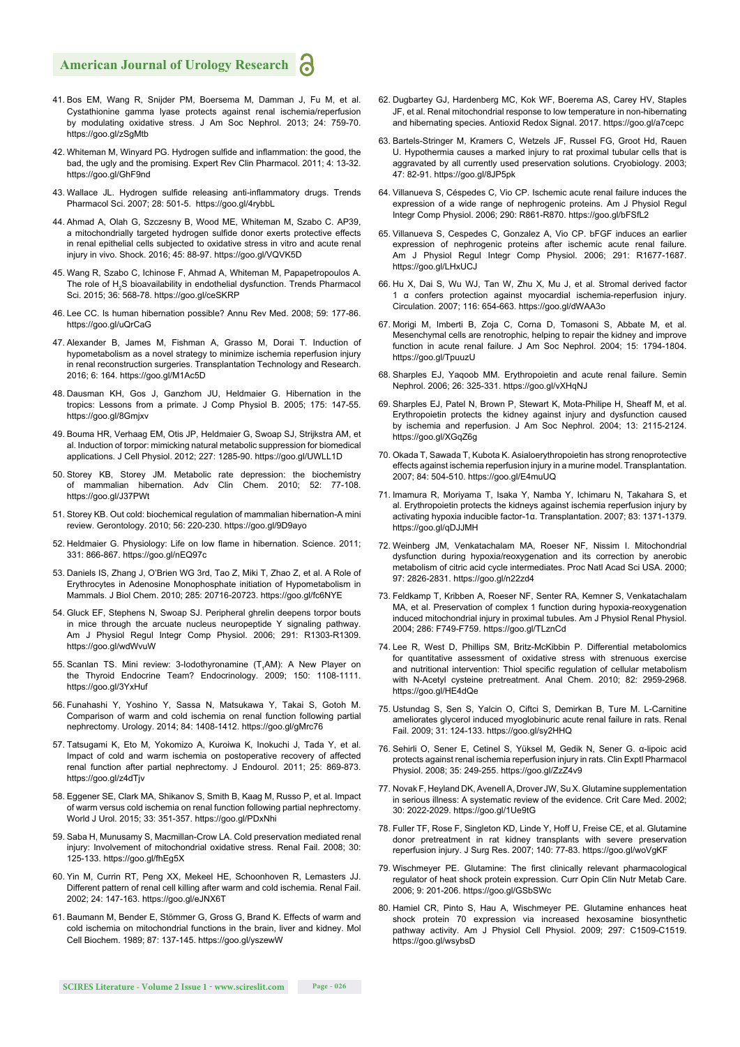41. Bos EM, Wang R, Snijder PM, Boersema M, Damman J, Fu M, et al. Cystathionine gamma lyase protects against renal ischemia/reperfusion by modulating oxidative stress. J Am Soc Nephrol. 2013; 24: 759-70. https://goo.gl/zSgMtb

42. Whiteman M, Winyard PG. Hydrogen sulfide and inflammation: the good, the bad, the ugly and the promising. Expert Rev Clin Pharmacol. 2011; 4: 13-32. https://goo.gl/GhF9nd

43. Wallace JL. Hydrogen sulfide releasing anti-inflammatory drugs. Trends Pharmacol Sci. 2007; 28: 501-5. https://goo.gl/4rybbL

44. Ahmad A, Olah G, Szczesny B, Wood ME, Whiteman M, Szabo C. AP39, a mitochondrially targeted hydrogen sulfide donor exerts protective effects in renal epithelial cells subjected to oxidative stress in vitro and acute renal injury in vivo. Shock. 2016; 45: 88-97. https://goo.gl/VQVK5D

45. Wang R, Szabo C, Ichinose F, Ahmad A, Whiteman M, Papapetropoulos A. The role of $H_2S$ bioavailability in endothelial dysfunction. Trends Pharmacol Sci. 2015; 36: 568-78. https://goo.gl/ceSKRP

46. Lee CC. Is human hibernation possible? Annu Rev Med. 2008; 59: 177-86. https://goo.gl/uQrCaG

47. Alexander B, James M, Fishman A, Grasso M, Dorai T. Induction of hypometabolism as a novel strategy to minimize ischemia reperfusion injury in renal reconstruction surgeries. Transplantation Technology and Research. 2016; 6: 164. https://goo.gl/M1Ac5D

48. Dausman KH, Gos J, Ganzhom JU, Heldmaier G. Hibernation in the tropics: Lessons from a primate. J Comp Physiol B. 2005; 175: 147-55. https://goo.gl/8Gmjxv

49. Bouma HR, Verhaag EM, Otis JP, Heldmaier G, Swoap SJ, Strijkstra AM, et al. Induction of torpor: mimicking natural metabolic suppression for biomedical applications. J Cell Physiol. 2012; 227: 1285-90. https://goo.gl/UWLL1D

50. Storey KB, Storey JM. Metabolic rate depression: the biochemistry of mammalian hibernation. Adv Clin Chem. 2010; 52: 77-108. https://goo.gl/J37PWt

51. Storey KB. Out cold: biochemical regulation of mammalian hibernation-A mini review. Gerontology. 2010; 56: 220-230. https://goo.gl/9D9ayo

52. Heldmaier G. Physiology: Life on low flame in hibernation. Science. 2011; 331: 866-867. https://goo.gl/nEQ97c

53. Daniels IS, Zhang J, O'Brien WG 3rd, Tao Z, Miki T, Zhao Z, et al. A Role of Erythrocytes in Adenosine Monophosphate initiation of Hypometabolism in Mammals. J Biol Chem. 2010; 285: 20716-20723. https://goo.gl/fc6NYE

54. Gluck EF, Stephens N, Swoap SJ. Peripheral ghrelin deepens torpor bouts in mice through the arcuate nucleus neuropeptide Y signaling pathway. Am J Physiol Regul Integr Comp Physiol. 2006; 291: R1303-R1309. https://goo.gl/wdWvuW

55. Scanlan TS. Mini review: 3-Iodothyronamine ($T_1AM$): A New Player on the Thyroid Endocrine Team? Endocrinology. 2009; 150: 1108-1111. https://goo.gl/3YxHuf

56. Funahashi Y, Yoshino Y, Sassa N, Matsukawa Y, Takai S, Gotoh M. Comparison of warm and cold ischemia on renal function following partial nephrectomy. Urology. 2014; 84: 1408-1412. https://goo.gl/gMrc76

57. Tatsugami K, Eto M, Yokomizo A, Kuroiwa K, Inokuchi J, Tada Y, et al. Impact of cold and warm ischemia on postoperative recovery of affected renal function after partial nephrectomy. J Endourol. 2011; 25: 869-873. https://goo.gl/z4dTjv

58. Eggener SE, Clark MA, Shikanov S, Smith B, Kaag M, Russo P, et al. Impact of warm versus cold ischemia on renal function following partial nephrectomy. World J Urol. 2015; 33: 351-357. https://goo.gl/PDxNhi

59. Saba H, Munusamy S, Macmillan-Crow LA. Cold preservation mediated renal injury: Involvement of mitochondrial oxidative stress. Renal Fail. 2008; 30: 125-133. https://goo.gl/fhEg5X

60. Yin M, Currin RT, Peng XX, Mekeel HE, Schoonhoven R, Lemasters JJ. Different pattern of renal cell killing after warm and cold ischemia. Renal Fail. 2002; 24: 147-163. https://goo.gl/eJNX6T

61. Baumann M, Bender E, Stömmer G, Gross G, Brand K. Effects of warm and cold ischemia on mitochondrial functions in the brain, liver and kidney. Mol Cell Biochem. 1989; 87: 137-145. https://goo.gl/yszewW

62. Dugbartey GJ, Hardenberg MC, Kok WF, Boerema AS, Carey HV, Staples JF, et al. Renal mitochondrial response to low temperature in non-hibernating and hibernating species. Antioxid Redox Signal. 2017. https://goo.gl/a7cepc

63. Bartels-Stringer M, Kramers C, Wetzels JF, Russel FG, Groot Hd, Rauen U. Hypothermia causes a marked injury to rat proximal tubular cells that is aggravated by all currently used preservation solutions. Cryobiology. 2003; 47: 82-91. https://goo.gl/8JP5pk

64. Villanueva S, Céspedes C, Vio CP. Ischemic acute renal failure induces the expression of a wide range of nephrogenic proteins. Am J Physiol Regul Integr Comp Physiol. 2006; 290: R861-R870. https://goo.gl/bFSfL2

65. Villanueva S, Cespedes C, Gonzalez A, Vio CP. bFGF induces an earlier expression of nephrogenic proteins after ischemic acute renal failure. Am J Physiol Regul Integr Comp Physiol. 2006; 291: R1677-1687. https://goo.gl/LHxUCJ

66. Hu X, Dai S, Wu WJ, Tan W, Zhu X, Mu J, et al. Stromal derived factor 1 α confers protection against myocardial ischemia-reperfusion injury. Circulation. 2007; 116: 654-663. https://goo.gl/dWAA3o

67. Morigi M, Imberti B, Zoja C, Corna D, Tomasoni S, Abbate M, et al. Mesenchymal cells are renotrophic, helping to repair the kidney and improve function in acute renal failure. J Am Soc Nephrol. 2004; 15: 1794-1804. https://goo.gl/TpuuzU

68. Sharples EJ, Yaqoob MM. Erythropoietin and acute renal failure. Semin Nephrol. 2006; 26: 325-331. https://goo.gl/vXHqNJ

69. Sharples EJ, Patel N, Brown P, Stewart K, Mota-Philipe H, Sheaff M, et al. Erythropoietin protects the kidney against injury and dysfunction caused by ischemia and reperfusion. J Am Soc Nephrol. 2004; 13: 2115-2124. https://goo.gl/XGqZ6g

70. Okada T, Sawada T, Kubota K. Asialoerythropoietin has strong renoprotective effects against ischemia reperfusion injury in a murine model. Transplantation. 2007; 84: 504-510. https://goo.gl/E4muUQ

71. Imamura R, Moriyama T, Isaka Y, Namba Y, Ichimaru N, Takahara S, et al. Erythropoietin protects the kidneys against ischemia reperfusion injury by activating hypoxia inducible factor-1α. Transplantation. 2007; 83: 1371-1379. https://goo.gl/qDJJMH

72. Weinberg JM, Venkatachalam MA, Roeser NF, Nissim I. Mitochondrial dysfunction during hypoxia/reoxygenation and its correction by anerobic metabolism of citric acid cycle intermediates. Proc Natl Acad Sci USA. 2000; 97: 2826-2831. https://goo.gl/n22zd4

73. Feldkamp T, Kribben A, Roeser NF, Senter RA, Kemner S, Venkatachalam MA, et al. Preservation of complex 1 function during hypoxia-reoxygenation induced mitochondrial injury in proximal tubules. Am J Physiol Renal Physiol. 2004; 286: F749-F759. https://goo.gl/TLznCd

74. Lee R, West D, Phillips SM, Britz-McKibbin P. Differential metabolomics for quantitative assessment of oxidative stress with strenuous exercise and nutritional intervention: Thiol specific regulation of cellular metabolism with N-Acetyl cysteine pretreatment. Anal Chem. 2010; 82: 2959-2968. https://goo.gl/HE4dQe

75. Ustundag S, Sen S, Yalcin O, Ciftci S, Demirkan B, Ture M. L-Carnitine ameliorates glycerol induced myoglobinuric acute renal failure in rats. Renal Fail. 2009; 31: 124-133. https://goo.gl/sy2HHQ

76. Sehirli O, Sener E, Cetinel S, Yüksel M, Gedik N, Sener G. α-lipoic acid protects against renal ischemia reperfusion injury in rats. Clin Exptl Pharmacol Physiol. 2008; 35: 249-255. https://goo.gl/ZzZ4v9

77. Novak F, Heyland DK, Avenell A, Drover JW, Su X. Glutamine supplementation in serious illness: A systematic review of the evidence. Crit Care Med. 2002; 30: 2022-2029. https://goo.gl/1Ue9tG

78. Fuller TF, Rose F, Singleton KD, Linde Y, Hoff U, Freise CE, et al. Glutamine donor pretreatment in rat kidney transplants with severe preservation reperfusion injury. J Surg Res. 2007; 140: 77-83. https://goo.gl/woVgKF

79. Wischmeyer PE. Glutamine: The first clinically relevant pharmacological regulator of heat shock protein expression. Curr Opin Clin Nutr Metab Care. 2006; 9: 201-206. https://goo.gl/GSbSWc

80. Hamiel CR, Pinto S, Hau A, Wischmeyer PE. Glutamine enhances heat shock protein 70 expression via increased hexosamine biosynthetic pathway activity. Am J Physiol Cell Physiol. 2009; 297: C1509-C1519. https://goo.gl/wsybsD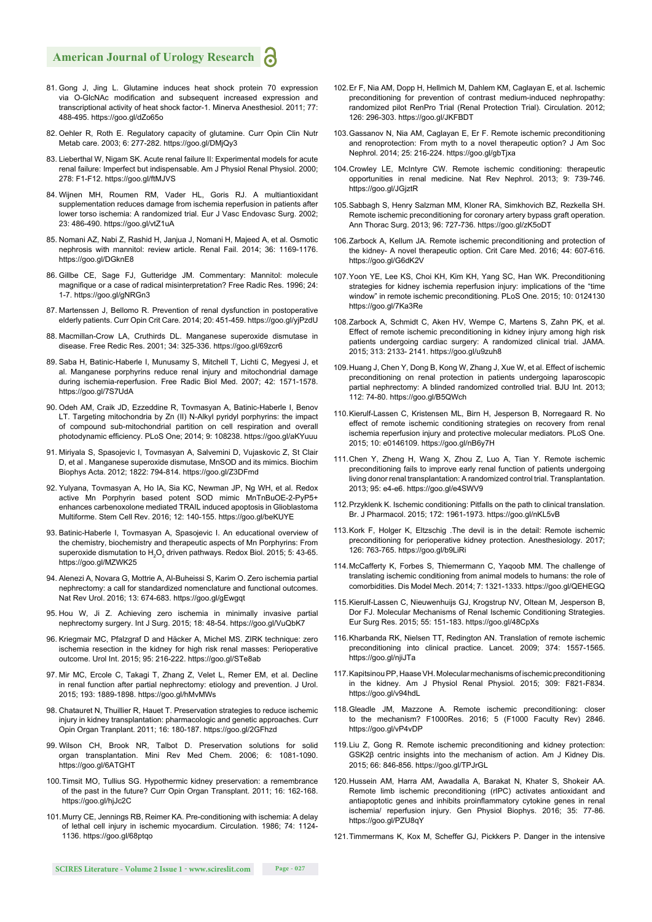81. Gong J, Jing L. Glutamine induces heat shock protein 70 expression via O-GlcNAc modification and subsequent increased expression and transcriptional activity of heat shock factor-1. Minerva Anesthesiol. 2011; 77: 488-495. https://goo.gl/dZo65o

82. Oehler R, Roth E. Regulatory capacity of glutamine. Curr Opin Clin Nutr Metab care. 2003; 6: 277-282. https://goo.gl/DMjQy3

83. Lieberthal W, Nigam SK. Acute renal failure II: Experimental models for acute renal failure: Imperfect but indispensable. Am J Physiol Renal Physiol. 2000; 278: F1-F12. https://goo.gl/ftMJVS

84. Wijnen MH, Roumen RM, Vader HL, Goris RJ. A multiantioxidant supplementation reduces damage from ischemia reperfusion in patients after lower torso ischemia: A randomized trial. Eur J Vasc Endovasc Surg. 2002; 23: 486-490. https://goo.gl/vtZ1uA

85. Nomani AZ, Nabi Z, Rashid H, Janjua J, Nomani H, Majeed A, et al. Osmotic nephrosis with mannitol: review article. Renal Fail. 2014; 36: 1169-1176. https://goo.gl/DGknE8

86. Gillbe CE, Sage FJ, Gutteridge JM. Commentary: Mannitol: molecule magnifique or a case of radical misinterpretation? Free Radic Res. 1996; 24: 1-7. https://goo.gl/gNRGn3

87. Martenssen J, Bellomo R. Prevention of renal dysfunction in postoperative elderly patients. Curr Opin Crit Care. 2014; 20: 451-459. https://goo.gl/yjPzdU

88. Macmillan-Crow LA, Cruthirds DL. Manganese superoxide dismutase in disease. Free Redic Res. 2001; 34: 325-336. https://goo.gl/69zcr6

89. Saba H, Batinic-Haberle I, Munusamy S, Mitchell T, Lichti C, Megyesi J, et al. Manganese porphyrins reduce renal injury and mitochondrial damage during ischemia-reperfusion. Free Radic Biol Med. 2007; 42: 1571-1578. https://goo.gl/7S7UdA

90. Odeh AM, Craik JD, Ezzeddine R, Tovmasyan A, Batinic-Haberle I, Benov LT. Targeting mitochondria by Zn (II) N-Alkyl pyridyl porphyrins: The impact of compound sub-mitochondrial partition on cell respiration and overall photodynamic efficiency. PLoS One; 2014; 9: 108238. https://goo.gl/aKYuuu

91. Miriyala S, Spasojevic I, Tovmasyan A, Salvemini D, Vujaskovic Z, St Clair D, et al . Manganese superoxide dismutase, MnSOD and its mimics. Biochim Biophys Acta. 2012; 1822: 794-814. https://goo.gl/Z3DFmd

92. Yulyana, Tovmasyan A, Ho IA, Sia KC, Newman JP, Ng WH, et al. Redox active Mn Porphyrin based potent SOD mimic MnTnBuOE-2-PyP5+ enhances carbenoxolone mediated TRAIL induced apoptosis in Glioblastoma Multiforme. Stem Cell Rev. 2016; 12: 140-155. https://goo.gl/beKUYE

93. Batinic-Haberle I, Tovmasyan A, Spasojevic I. An educational overview of the chemistry, biochemistry and therapeutic aspects of Mn Porphyrins: From superoxide dismutation to $H_2O_2$ driven pathways. Redox Biol. 2015; 5: 43-65. https://goo.gl/MZWK25

94. Alenezi A, Novara G, Mottrie A, Al-Buheissi S, Karim O. Zero ischemia partial nephrectomy: a call for standardized nomenclature and functional outcomes. Nat Rev Urol. 2016; 13: 674-683. https://goo.gl/gEwgqt

95. Hou W, Ji Z. Achieving zero ischemia in minimally invasive partial nephrectomy surgery. Int J Surg. 2015; 18: 48-54. https://goo.gl/VuQbK7

96. Kriegmair MC, Pfalzgraf D and Häcker A, Michel MS. ZIRK technique: zero ischemia resection in the kidney for high risk renal masses: Perioperative outcome. Urol Int. 2015; 95: 216-222. https://goo.gl/STe8ab

97. Mir MC, Ercole C, Takagi T, Zhang Z, Velet L, Remer EM, et al. Decline in renal function after partial nephrectomy: etiology and prevention. J Urol. 2015; 193: 1889-1898. https://goo.gl/hMvMWs

98. Chatauret N, Thuillier R, Hauet T. Preservation strategies to reduce ischemic injury in kidney transplantation: pharmacologic and genetic approaches. Curr Opin Organ Tranplant. 2011; 16: 180-187. https://goo.gl/2GFhzd

99. Wilson CH, Brook NR, Talbot D. Preservation solutions for solid organ transplantation. Mini Rev Med Chem. 2006; 6: 1081-1090. https://goo.gl/6ATGHT

100. Timsit MO, Tullius SG. Hypothermic kidney preservation: a remembrance of the past in the future? Curr Opin Organ Transplant. 2011; 16: 162-168. https://goo.gl/hjJc2C

101. Murry CE, Jennings RB, Reimer KA. Pre-conditioning with ischemia: A delay of lethal cell injury in ischemic myocardium. Circulation. 1986; 74: 1124-1136. https://goo.gl/68ptqo

102. Er F, Nia AM, Dopp H, Hellmich M, Dahlem KM, Caglayan E, et al. Ischemic preconditioning for prevention of contrast medium-induced nephropathy: randomized pilot RenPro Trial (Renal Protection Trial). Circulation. 2012; 126: 296-303. https://goo.gl/JKFBDT

103. Gassanov N, Nia AM, Caglayan E, Er F. Remote ischemic preconditioning and renoprotection: from myth to a novel therapeutic option? J Am Soc Nephrol. 2014; 25: 216-224. https://goo.gl/gbTjxa

104. Crowley LE, McIntyre CW. Remote ischemic conditioning: therapeutic opportunities in renal medicine. Nat Rev Nephrol. 2013; 9: 739-746. https://goo.gl/JGjztR

105. Sabbagh S, Henry Salzman MM, Kloner RA, Simkhovich BZ, Rezkella SH. Remote ischemic preconditioning for coronary artery bypass graft operation. Ann Thorac Surg. 2013; 96: 727-736. https://goo.gl/zK5oDT

106. Zarbock A, Kellum JA. Remote ischemic preconditioning and protection of the kidney- A novel therapeutic option. Crit Care Med. 2016; 44: 607-616. https://goo.gl/G6dK2V

107. Yoon YE, Lee KS, Choi KH, Kim KH, Yang SC, Han WK. Preconditioning strategies for kidney ischemia reperfusion injury: implications of the "time window" in remote ischemic preconditioning. PLoS One. 2015; 10: 0124130 https://goo.gl/7Ka3Re

108. Zarbock A, Schmidt C, Aken HV, Wempe C, Martens S, Zahn PK, et al. Effect of remote ischemic preconditioning in kidney injury among high risk patients undergoing cardiac surgery: A randomized clinical trial. JAMA. 2015; 313: 2133- 2141. https://goo.gl/u9zuh8

109. Huang J, Chen Y, Dong B, Kong W, Zhang J, Xue W, et al. Effect of ischemic preconditioning on renal protection in patients undergoing laparoscopic partial nephrectomy: A blinded randomized controlled trial. BJU Int. 2013; 112: 74-80. https://goo.gl/B5QWch

110. Kierulf-Lassen C, Kristensen ML, Birn H, Jesperson B, Norregaard R. No effect of remote ischemic conditioning strategies on recovery from renal ischemia reperfusion injury and protective molecular mediators. PLoS One. 2015; 10: e0146109. https://goo.gl/nB6y7H

111. Chen Y, Zheng H, Wang X, Zhou Z, Luo A, Tian Y. Remote ischemic preconditioning fails to improve early renal function of patients undergoing living donor renal transplantation: A randomized control trial. Transplantation. 2013; 95: e4-e6. https://goo.gl/e4SWV9

112. Przyklenk K. Ischemic conditioning: Pitfalls on the path to clinical translation. Br. J Pharmacol. 2015; 172: 1961-1973. https://goo.gl/nKL5vB

113. Kork F, Holger K, Eltzschig .The devil is in the detail: Remote ischemic preconditioning for perioperative kidney protection. Anesthesiology. 2017; 126: 763-765. https://goo.gl/b9LiRi

114. McCafferty K, Forbes S, Thiemermann C, Yaqoob MM. The challenge of translating ischemic conditioning from animal models to humans: the role of comorbidities. Dis Model Mech. 2014; 7: 1321-1333. https://goo.gl/QEHEGQ

115. Kierulf-Lassen C, Nieuwenhuijs GJ, Krogstrup NV, Oltean M, Jesperson B, Dor FJ. Molecular Mechanisms of Renal Ischemic Conditioning Strategies. Eur Surg Res. 2015; 55: 151-183. https://goo.gl/48CpXs

116. Kharbanda RK, Nielsen TT, Redington AN. Translation of remote ischemic preconditioning into clinical practice. Lancet. 2009; 374: 1557-1565. https://goo.gl/njiJTa

117. Kapitsinou PP, Haase VH. Molecular mechanisms of ischemic preconditioning in the kidney. Am J Physiol Renal Physiol. 2015; 309: F821-F834. https://goo.gl/v94hdL

118. Gleadle JM, Mazzone A. Remote ischemic preconditioning: closer to the mechanism? F1000Res. 2016; 5 (F1000 Faculty Rev) 2846. https://goo.gl/vP4vDP

119. Liu Z, Gong R. Remote ischemic preconditioning and kidney protection: GSK2β centric insights into the mechanism of action. Am J Kidney Dis. 2015; 66: 846-856. https://goo.gl/TPJrGL

120. Hussein AM, Harra AM, Awadalla A, Barakat N, Khater S, Shokeir AA. Remote limb ischemic preconditioning (rIPC) activates antioxidant and antiapoptotic genes and inhibits proinflammatory cytokine genes in renal ischemia/ reperfusion injury. Gen Physiol Biophys. 2016; 35: 77-86. https://goo.gl/PZU8qY

121. Timmermans K, Kox M, Scheffer GJ, Pickkers P. Danger in the intensive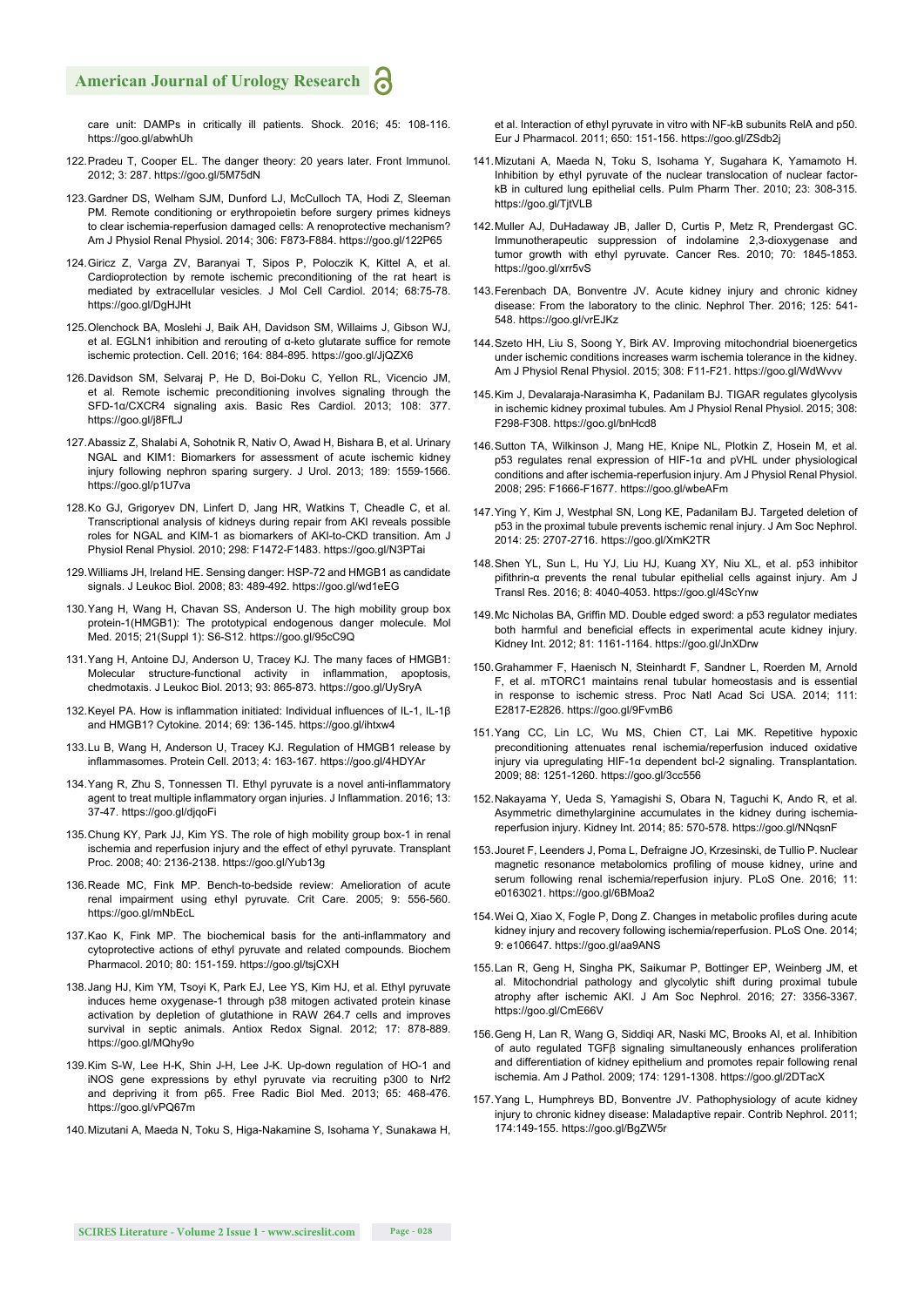care unit: DAMPs in critically ill patients. Shock. 2016; 45: 108-116. https://goo.gl/abwhUh

122. Pradeu T, Cooper EL. The danger theory: 20 years later. Front Immunol. 2012; 3: 287. https://goo.gl/5M75dN

123. Gardner DS, Welham SJM, Dunford LJ, McCulloch TA, Hodi Z, Sleeman PM. Remote conditioning or erythropoietin before surgery primes kidneys to clear ischemia-reperfusion damaged cells: A renoprotective mechanism? Am J Physiol Renal Physiol. 2014; 306: F873-F884. https://goo.gl/122P65

124. Giricz Z, Varga ZV, Baranyai T, Sipos P, Poloczik K, Kittel A, et al. Cardioprotection by remote ischemic preconditioning of the rat heart is mediated by extracellular vesicles. J Mol Cell Cardiol. 2014; 68:75-78. https://goo.gl/DgHJHt

125. Olenchock BA, Moslehi J, Baik AH, Davidson SM, Willaims J, Gibson WJ, et al. EGLN1 inhibition and rerouting of α-keto glutarate suffice for remote ischemic protection. Cell. 2016; 164: 884-895. https://goo.gl/JjQZX6

126. Davidson SM, Selvaraj P, He D, Boi-Doku C, Yellon RL, Vicencio JM, et al. Remote ischemic preconditioning involves signaling through the SFD-1α/CXCR4 signaling axis. Basic Res Cardiol. 2013; 108: 377. https://goo.gl/j8FfLJ

127. Abassiz Z, Shalabi A, Sohotnik R, Nativ O, Awad H, Bishara B, et al. Urinary NGAL and KIM1: Biomarkers for assessment of acute ischemic kidney injury following nephron sparing surgery. J Urol. 2013; 189: 1559-1566. https://goo.gl/p1U7va

128. Ko GJ, Grigoryev DN, Linfert D, Jang HR, Watkins T, Cheadle C, et al. Transcriptional analysis of kidneys during repair from AKI reveals possible roles for NGAL and KIM-1 as biomarkers of AKI-to-CKD transition. Am J Physiol Renal Physiol. 2010; 298: F1472-F1483. https://goo.gl/N3PTai

129. Williams JH, Ireland HE. Sensing danger: HSP-72 and HMGB1 as candidate signals. J Leukoc Biol. 2008; 83: 489-492. https://goo.gl/wd1eEG

130. Yang H, Wang H, Chavan SS, Anderson U. The high mobility group box protein-1(HMGB1): The prototypical endogenous danger molecule. Mol Med. 2015; 21(Suppl 1): S6-S12. https://goo.gl/95cC9Q

131. Yang H, Antoine DJ, Anderson U, Tracey KJ. The many faces of HMGB1: Molecular structure-functional activity in inflammation, apoptosis, chedmotaxis. J Leukoc Biol. 2013; 93: 865-873. https://goo.gl/UySryA

132. Keyel PA. How is inflammation initiated: Individual influences of IL-1, IL-1β and HMGB1? Cytokine. 2014; 69: 136-145. https://goo.gl/ihtxw4

133. Lu B, Wang H, Anderson U, Tracey KJ. Regulation of HMGB1 release by inflammasomes. Protein Cell. 2013; 4: 163-167. https://goo.gl/4HDYAr

134. Yang R, Zhu S, Tonnessen TI. Ethyl pyruvate is a novel anti-inflammatory agent to treat multiple inflammatory organ injuries. J Inflammation. 2016; 13: 37-47. https://goo.gl/djqoFi

135. Chung KY, Park JJ, Kim YS. The role of high mobility group box-1 in renal ischemia and reperfusion injury and the effect of ethyl pyruvate. Transplant Proc. 2008; 40: 2136-2138. https://goo.gl/Yub13g

136. Reade MC, Fink MP. Bench-to-bedside review: Amelioration of acute renal impairment using ethyl pyruvate. Crit Care. 2005; 9: 556-560. https://goo.gl/mNbEcL

137. Kao K, Fink MP. The biochemical basis for the anti-inflammatory and cytoprotective actions of ethyl pyruvate and related compounds. Biochem Pharmacol. 2010; 80: 151-159. https://goo.gl/tsjCXH

138. Jang HJ, Kim YM, Tsoyi K, Park EJ, Lee YS, Kim HJ, et al. Ethyl pyruvate induces heme oxygenase-1 through p38 mitogen activated protein kinase activation by depletion of glutathione in RAW 264.7 cells and improves survival in septic animals. Antiox Redox Signal. 2012; 17: 878-889. https://goo.gl/MQhy9o

139. Kim S-W, Lee H-K, Shin J-H, Lee J-K. Up-down regulation of HO-1 and iNOS gene expressions by ethyl pyruvate via recruiting p300 to Nrf2 and depriving it from p65. Free Radic Biol Med. 2013; 65: 468-476. https://goo.gl/vPQ67m

140. Mizutani A, Maeda N, Toku S, Higa-Nakamine S, Isohama Y, Sunakawa H, et al. Interaction of ethyl pyruvate in vitro with NF-kB subunits RelA and p50. Eur J Pharmacol. 2011; 650: 151-156. https://goo.gl/ZSdb2j

141. Mizutani A, Maeda N, Toku S, Isohama Y, Sugahara K, Yamamoto H. Inhibition by ethyl pyruvate of the nuclear translocation of nuclear factor-kB in cultured lung epithelial cells. Pulm Pharm Ther. 2010; 23: 308-315. https://goo.gl/TjtVLB

142. Muller AJ, DuHadaway JB, Jaller D, Curtis P, Metz R, Prendergast GC. Immunotherapeutic suppression of indolamine 2,3-dioxygenase and tumor growth with ethyl pyruvate. Cancer Res. 2010; 70: 1845-1853. https://goo.gl/xrr5vS

143. Ferenbach DA, Bonventre JV. Acute kidney injury and chronic kidney disease: From the laboratory to the clinic. Nephrol Ther. 2016; 125: 541-548. https://goo.gl/vrEJKz

144. Szeto HH, Liu S, Soong Y, Birk AV. Improving mitochondrial bioenergetics under ischemic conditions increases warm ischemia tolerance in the kidney. Am J Physiol Renal Physiol. 2015; 308: F11-F21. https://goo.gl/WdWvvv

145. Kim J, Devalaraja-Narasimha K, Padanilam BJ. TIGAR regulates glycolysis in ischemic kidney proximal tubules. Am J Physiol Renal Physiol. 2015; 308: F298-F308. https://goo.gl/bnHcd8

146. Sutton TA, Wilkinson J, Mang HE, Knipe NL, Plotkin Z, Hosein M, et al. p53 regulates renal expression of HIF-1α and pVHL under physiological conditions and after ischemia-reperfusion injury. Am J Physiol Renal Physiol. 2008; 295: F1666-F1677. https://goo.gl/wbeAFm

147. Ying Y, Kim J, Westphal SN, Long KE, Padanilam BJ. Targeted deletion of p53 in the proximal tubule prevents ischemic renal injury. J Am Soc Nephrol. 2014: 25: 2707-2716. https://goo.gl/XmK2TR

148. Shen YL, Sun L, Hu YJ, Liu HJ, Kuang XY, Niu XL, et al. p53 inhibitor pifithrin-α prevents the renal tubular epithelial cells against injury. Am J Transl Res. 2016; 8: 4040-4053. https://goo.gl/4ScYnw

149. Mc Nicholas BA, Griffin MD. Double edged sword: a p53 regulator mediates both harmful and beneficial effects in experimental acute kidney injury. Kidney Int. 2012; 81: 1161-1164. https://goo.gl/JnXDrw

150. Grahammer F, Haenisch N, Steinhardt F, Sandner L, Roerden M, Arnold F, et al. mTORC1 maintains renal tubular homeostasis and is essential in response to ischemic stress. Proc Natl Acad Sci USA. 2014; 111: E2817-E2826. https://goo.gl/9FvmB6

151. Yang CC, Lin LC, Wu MS, Chien CT, Lai MK. Repetitive hypoxic preconditioning attenuates renal ischemia/reperfusion induced oxidative injury via upregulating HIF-1α dependent bcl-2 signaling. Transplantation. 2009; 88: 1251-1260. https://goo.gl/3cc556

152. Nakayama Y, Ueda S, Yamagishi S, Obara N, Taguchi K, Ando R, et al. Asymmetric dimethylarginine accumulates in the kidney during ischemia-reperfusion injury. Kidney Int. 2014; 85: 570-578. https://goo.gl/NNqsnF

153. Jouret F, Leenders J, Poma L, Defraigne JO, Krzesinski, de Tullio P. Nuclear magnetic resonance metabolomics profiling of mouse kidney, urine and serum following renal ischemia/reperfusion injury. PLoS One. 2016; 11: e0163021. https://goo.gl/6BMoa2

154. Wei Q, Xiao X, Fogle P, Dong Z. Changes in metabolic profiles during acute kidney injury and recovery following ischemia/reperfusion. PLoS One. 2014; 9: e106647. https://goo.gl/aa9ANS

155. Lan R, Geng H, Singha PK, Saikumar P, Bottinger EP, Weinberg JM, et al. Mitochondrial pathology and glycolytic shift during proximal tubule atrophy after ischemic AKI. J Am Soc Nephrol. 2016; 27: 3356-3367. https://goo.gl/CmE66V

156. Geng H, Lan R, Wang G, Siddiqi AR, Naski MC, Brooks AI, et al. Inhibition of auto regulated TGFβ signaling simultaneously enhances proliferation and differentiation of kidney epithelium and promotes repair following renal ischemia. Am J Pathol. 2009; 174: 1291-1308. https://goo.gl/2DTacX

157. Yang L, Humphreys BD, Bonventre JV. Pathophysiology of acute kidney injury to chronic kidney disease: Maladaptive repair. Contrib Nephrol. 2011; 174:149-155. https://goo.gl/BgZW5r